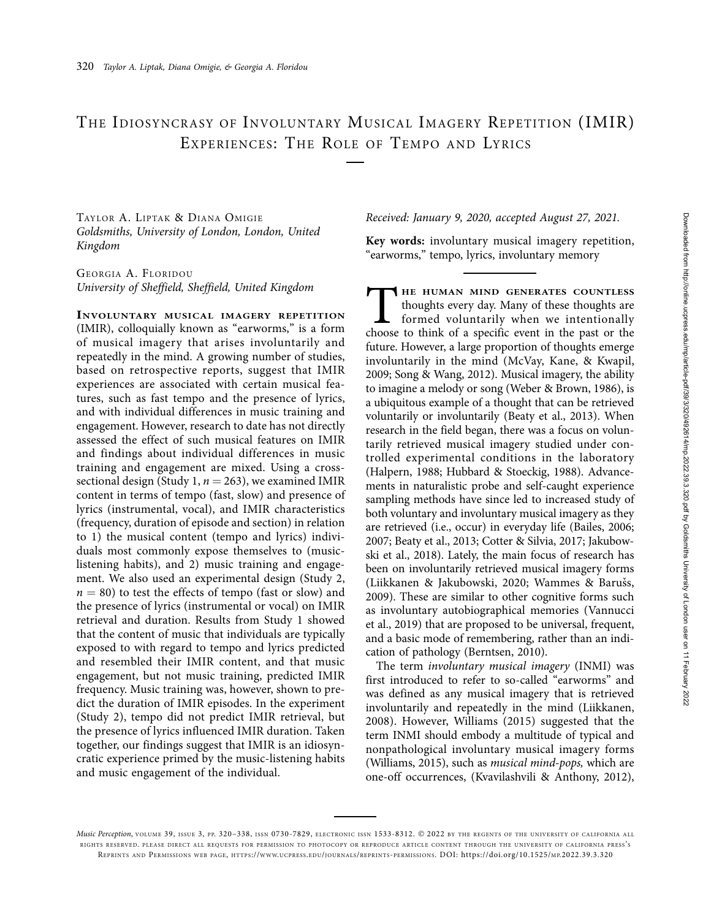# The Idiosyncrasy of Involuntary Musical Imagery Repetition (IMIR) Experiences: The Role of Tempo and Lyrics

Taylor A. Liptak & Diana Omigie
*Goldsmiths, University of London, London, United Kingdom*

Georgia A. Floridou
*University of Sheffield, Sheffield, United Kingdom*

**Involuntary musical imagery repetition** (IMIR), colloquially known as "earworms," is a form of musical imagery that arises involuntarily and repeatedly in the mind. A growing number of studies, based on retrospective reports, suggest that IMIR experiences are associated with certain musical features, such as fast tempo and the presence of lyrics, and with individual differences in music training and engagement. However, research to date has not directly assessed the effect of such musical features on IMIR and findings about individual differences in music training and engagement are mixed. Using a cross-sectional design (Study 1, $n = 263$), we examined IMIR content in terms of tempo (fast, slow) and presence of lyrics (instrumental, vocal), and IMIR characteristics (frequency, duration of episode and section) in relation to 1) the musical content (tempo and lyrics) individuals most commonly expose themselves to (music-listening habits), and 2) music training and engagement. We also used an experimental design (Study 2, $n = 80$) to test the effects of tempo (fast or slow) and the presence of lyrics (instrumental or vocal) on IMIR retrieval and duration. Results from Study 1 showed that the content of music that individuals are typically exposed to with regard to tempo and lyrics predicted and resembled their IMIR content, and that music engagement, but not music training, predicted IMIR frequency. Music training was, however, shown to predict the duration of IMIR episodes. In the experiment (Study 2), tempo did not predict IMIR retrieval, but the presence of lyrics influenced IMIR duration. Taken together, our findings suggest that IMIR is an idiosyncratic experience primed by the music-listening habits and music engagement of the individual.

*Received: January 9, 2020, accepted August 27, 2021.*

**Key words:** involuntary musical imagery repetition, "earworms," tempo, lyrics, involuntary memory

The human mind generates countless thoughts every day. Many of these thoughts are formed voluntarily when we intentionally choose to think of a specific event in the past or the future. However, a large proportion of thoughts emerge involuntarily in the mind (McVay, Kane, & Kwapil, 2009; Song & Wang, 2012). Musical imagery, the ability to imagine a melody or song (Weber & Brown, 1986), is a ubiquitous example of a thought that can be retrieved voluntarily or involuntarily (Beaty et al., 2013). When research in the field began, there was a focus on voluntarily retrieved musical imagery studied under controlled experimental conditions in the laboratory (Halpern, 1988; Hubbard & Stoeckig, 1988). Advancements in naturalistic probe and self-caught experience sampling methods have since led to increased study of both voluntary and involuntary musical imagery as they are retrieved (i.e., occur) in everyday life (Bailes, 2006; 2007; Beaty et al., 2013; Cotter & Silvia, 2017; Jakubowski et al., 2018). Lately, the main focus of research has been on involuntarily retrieved musical imagery forms (Liikkanen & Jakubowski, 2020; Wammes & Barušs, 2009). These are similar to other cognitive forms such as involuntary autobiographical memories (Vannucci et al., 2019) that are proposed to be universal, frequent, and a basic mode of remembering, rather than an indication of pathology (Berntsen, 2010).

The term *involuntary musical imagery* (INMI) was first introduced to refer to so-called "earworms" and was defined as any musical imagery that is retrieved involuntarily and repeatedly in the mind (Liikkanen, 2008). However, Williams (2015) suggested that the term INMI should embody a multitude of typical and nonpathological involuntary musical imagery forms (Williams, 2015), such as *musical mind-pops,* which are one-off occurrences, (Kvavilashvili & Anthony, 2012),

Music Perception, volume 39, issue 3, pp. 320–338, issn 0730-7829, electronic issn 1533-8312. © 2022 by the regents of the university of california all rights reserved. please direct all requests for permission to photocopy or reproduce article content through the university of california press's Reprints and Permissions web page, https://www.ucpress.edu/journals/reprints-permissions. DOI: https://doi.org/10.1525/mp.2022.39.3.320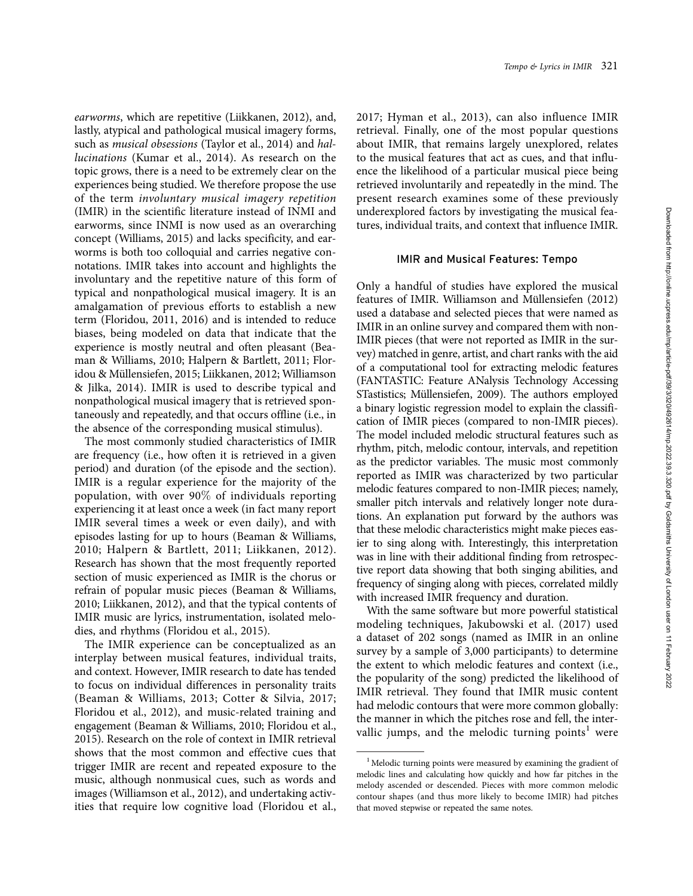*earworms*, which are repetitive (Liikkanen, 2012), and, lastly, atypical and pathological musical imagery forms, such as *musical obsessions* (Taylor et al., 2014) and *hallucinations* (Kumar et al., 2014). As research on the topic grows, there is a need to be extremely clear on the experiences being studied. We therefore propose the use of the term *involuntary musical imagery repetition* (IMIR) in the scientific literature instead of INMI and earworms, since INMI is now used as an overarching concept (Williams, 2015) and lacks specificity, and earworms is both too colloquial and carries negative connotations. IMIR takes into account and highlights the involuntary and the repetitive nature of this form of typical and nonpathological musical imagery. It is an amalgamation of previous efforts to establish a new term (Floridou, 2011, 2016) and is intended to reduce biases, being modeled on data that indicate that the experience is mostly neutral and often pleasant (Beaman & Williams, 2010; Halpern & Bartlett, 2011; Floridou & Müllensiefen, 2015; Liikkanen, 2012; Williamson & Jilka, 2014). IMIR is used to describe typical and nonpathological musical imagery that is retrieved spontaneously and repeatedly, and that occurs offline (i.e., in the absence of the corresponding musical stimulus).

The most commonly studied characteristics of IMIR are frequency (i.e., how often it is retrieved in a given period) and duration (of the episode and the section). IMIR is a regular experience for the majority of the population, with over 90% of individuals reporting experiencing it at least once a week (in fact many report IMIR several times a week or even daily), and with episodes lasting for up to hours (Beaman & Williams, 2010; Halpern & Bartlett, 2011; Liikkanen, 2012). Research has shown that the most frequently reported section of music experienced as IMIR is the chorus or refrain of popular music pieces (Beaman & Williams, 2010; Liikkanen, 2012), and that the typical contents of IMIR music are lyrics, instrumentation, isolated melodies, and rhythms (Floridou et al., 2015).

The IMIR experience can be conceptualized as an interplay between musical features, individual traits, and context. However, IMIR research to date has tended to focus on individual differences in personality traits (Beaman & Williams, 2013; Cotter & Silvia, 2017; Floridou et al., 2012), and music-related training and engagement (Beaman & Williams, 2010; Floridou et al., 2015). Research on the role of context in IMIR retrieval shows that the most common and effective cues that trigger IMIR are recent and repeated exposure to the music, although nonmusical cues, such as words and images (Williamson et al., 2012), and undertaking activities that require low cognitive load (Floridou et al., 2017; Hyman et al., 2013), can also influence IMIR retrieval. Finally, one of the most popular questions about IMIR, that remains largely unexplored, relates to the musical features that act as cues, and that influence the likelihood of a particular musical piece being retrieved involuntarily and repeatedly in the mind. The present research examines some of these previously underexplored factors by investigating the musical features, individual traits, and context that influence IMIR.

## IMIR and Musical Features: Tempo

Only a handful of studies have explored the musical features of IMIR. Williamson and Müllensiefen (2012) used a database and selected pieces that were named as IMIR in an online survey and compared them with non-IMIR pieces (that were not reported as IMIR in the survey) matched in genre, artist, and chart ranks with the aid of a computational tool for extracting melodic features (FANTASTIC: Feature ANalysis Technology Accessing STastistics; Müllensiefen, 2009). The authors employed a binary logistic regression model to explain the classification of IMIR pieces (compared to non-IMIR pieces). The model included melodic structural features such as rhythm, pitch, melodic contour, intervals, and repetition as the predictor variables. The music most commonly reported as IMIR was characterized by two particular melodic features compared to non-IMIR pieces; namely, smaller pitch intervals and relatively longer note durations. An explanation put forward by the authors was that these melodic characteristics might make pieces easier to sing along with. Interestingly, this interpretation was in line with their additional finding from retrospective report data showing that both singing abilities, and frequency of singing along with pieces, correlated mildly with increased IMIR frequency and duration.

With the same software but more powerful statistical modeling techniques, Jakubowski et al. (2017) used a dataset of 202 songs (named as IMIR in an online survey by a sample of 3,000 participants) to determine the extent to which melodic features and context (i.e., the popularity of the song) predicted the likelihood of IMIR retrieval. They found that IMIR music content had melodic contours that were more common globally: the manner in which the pitches rose and fell, the intervallic jumps, and the melodic turning points[1] were

[1] Melodic turning points were measured by examining the gradient of melodic lines and calculating how quickly and how far pitches in the melody ascended or descended. Pieces with more common melodic contour shapes (and thus more likely to become IMIR) had pitches that moved stepwise or repeated the same notes.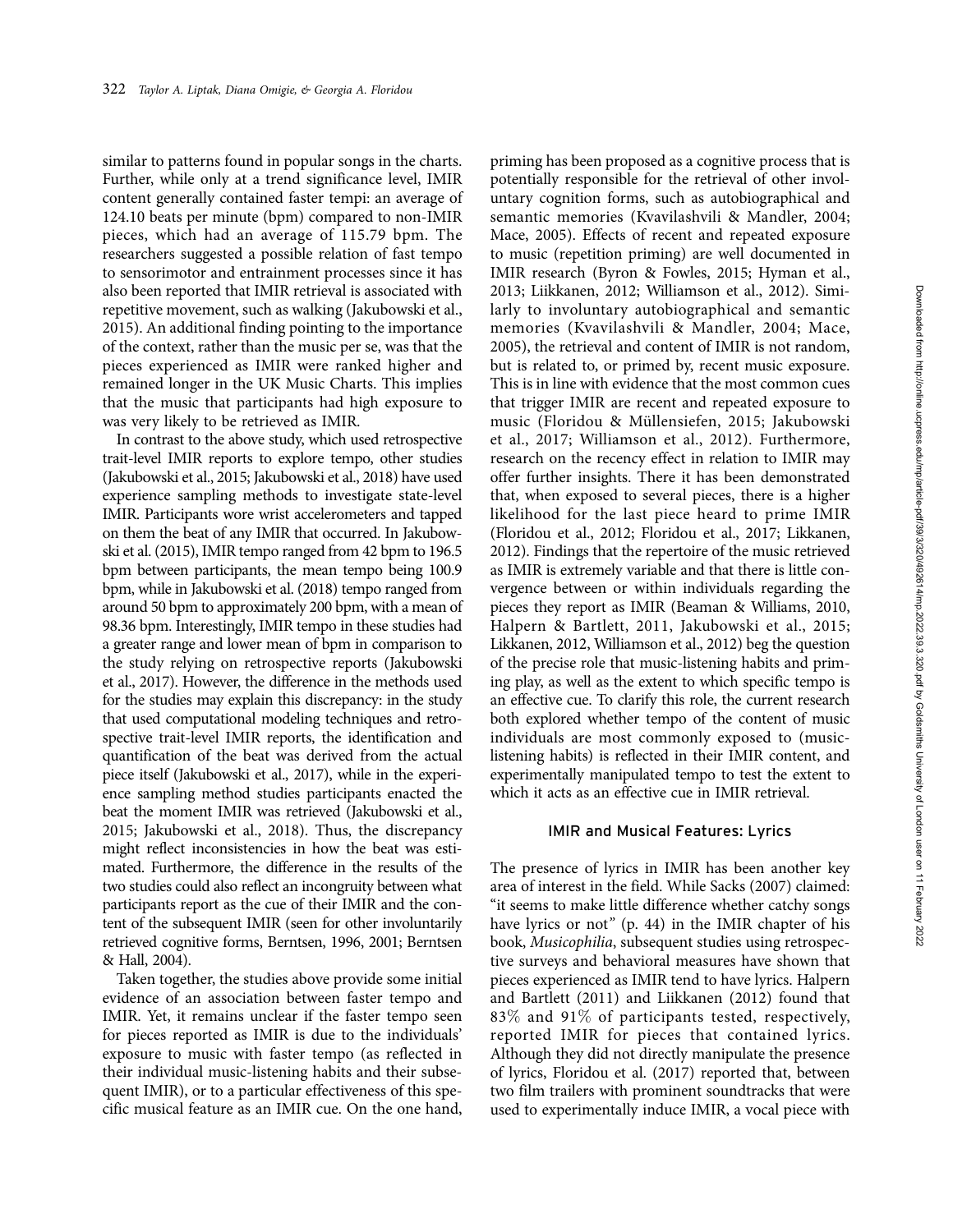similar to patterns found in popular songs in the charts. Further, while only at a trend significance level, IMIR content generally contained faster tempi: an average of 124.10 beats per minute (bpm) compared to non-IMIR pieces, which had an average of 115.79 bpm. The researchers suggested a possible relation of fast tempo to sensorimotor and entrainment processes since it has also been reported that IMIR retrieval is associated with repetitive movement, such as walking (Jakubowski et al., 2015). An additional finding pointing to the importance of the context, rather than the music per se, was that the pieces experienced as IMIR were ranked higher and remained longer in the UK Music Charts. This implies that the music that participants had high exposure to was very likely to be retrieved as IMIR.

In contrast to the above study, which used retrospective trait-level IMIR reports to explore tempo, other studies (Jakubowski et al., 2015; Jakubowski et al., 2018) have used experience sampling methods to investigate state-level IMIR. Participants wore wrist accelerometers and tapped on them the beat of any IMIR that occurred. In Jakubowski et al. (2015), IMIR tempo ranged from 42 bpm to 196.5 bpm between participants, the mean tempo being 100.9 bpm, while in Jakubowski et al. (2018) tempo ranged from around 50 bpm to approximately 200 bpm, with a mean of 98.36 bpm. Interestingly, IMIR tempo in these studies had a greater range and lower mean of bpm in comparison to the study relying on retrospective reports (Jakubowski et al., 2017). However, the difference in the methods used for the studies may explain this discrepancy: in the study that used computational modeling techniques and retrospective trait-level IMIR reports, the identification and quantification of the beat was derived from the actual piece itself (Jakubowski et al., 2017), while in the experience sampling method studies participants enacted the beat the moment IMIR was retrieved (Jakubowski et al., 2015; Jakubowski et al., 2018). Thus, the discrepancy might reflect inconsistencies in how the beat was estimated. Furthermore, the difference in the results of the two studies could also reflect an incongruity between what participants report as the cue of their IMIR and the content of the subsequent IMIR (seen for other involuntarily retrieved cognitive forms, Berntsen, 1996, 2001; Berntsen & Hall, 2004).

Taken together, the studies above provide some initial evidence of an association between faster tempo and IMIR. Yet, it remains unclear if the faster tempo seen for pieces reported as IMIR is due to the individuals' exposure to music with faster tempo (as reflected in their individual music-listening habits and their subsequent IMIR), or to a particular effectiveness of this specific musical feature as an IMIR cue. On the one hand, priming has been proposed as a cognitive process that is potentially responsible for the retrieval of other involuntary cognition forms, such as autobiographical and semantic memories (Kvavilashvili & Mandler, 2004; Mace, 2005). Effects of recent and repeated exposure to music (repetition priming) are well documented in IMIR research (Byron & Fowles, 2015; Hyman et al., 2013; Liikkanen, 2012; Williamson et al., 2012). Similarly to involuntary autobiographical and semantic memories (Kvavilashvili & Mandler, 2004; Mace, 2005), the retrieval and content of IMIR is not random, but is related to, or primed by, recent music exposure. This is in line with evidence that the most common cues that trigger IMIR are recent and repeated exposure to music (Floridou & Müllensiefen, 2015; Jakubowski et al., 2017; Williamson et al., 2012). Furthermore, research on the recency effect in relation to IMIR may offer further insights. There it has been demonstrated that, when exposed to several pieces, there is a higher likelihood for the last piece heard to prime IMIR (Floridou et al., 2012; Floridou et al., 2017; Likkanen, 2012). Findings that the repertoire of the music retrieved as IMIR is extremely variable and that there is little convergence between or within individuals regarding the pieces they report as IMIR (Beaman & Williams, 2010, Halpern & Bartlett, 2011, Jakubowski et al., 2015; Likkanen, 2012, Williamson et al., 2012) beg the question of the precise role that music-listening habits and priming play, as well as the extent to which specific tempo is an effective cue. To clarify this role, the current research both explored whether tempo of the content of music individuals are most commonly exposed to (music-listening habits) is reflected in their IMIR content, and experimentally manipulated tempo to test the extent to which it acts as an effective cue in IMIR retrieval.

## IMIR and Musical Features: Lyrics

The presence of lyrics in IMIR has been another key area of interest in the field. While Sacks (2007) claimed: "it seems to make little difference whether catchy songs have lyrics or not" (p. 44) in the IMIR chapter of his book, *Musicophilia*, subsequent studies using retrospective surveys and behavioral measures have shown that pieces experienced as IMIR tend to have lyrics. Halpern and Bartlett (2011) and Liikkanen (2012) found that 83% and 91% of participants tested, respectively, reported IMIR for pieces that contained lyrics. Although they did not directly manipulate the presence of lyrics, Floridou et al. (2017) reported that, between two film trailers with prominent soundtracks that were used to experimentally induce IMIR, a vocal piece with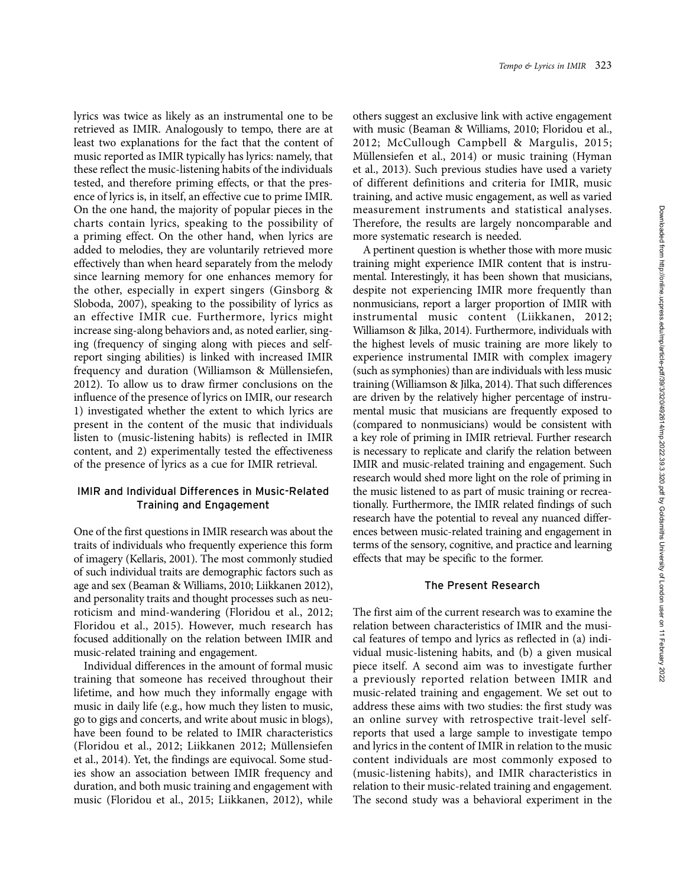lyrics was twice as likely as an instrumental one to be retrieved as IMIR. Analogously to tempo, there are at least two explanations for the fact that the content of music reported as IMIR typically has lyrics: namely, that these reflect the music-listening habits of the individuals tested, and therefore priming effects, or that the presence of lyrics is, in itself, an effective cue to prime IMIR. On the one hand, the majority of popular pieces in the charts contain lyrics, speaking to the possibility of a priming effect. On the other hand, when lyrics are added to melodies, they are voluntarily retrieved more effectively than when heard separately from the melody since learning memory for one enhances memory for the other, especially in expert singers (Ginsborg & Sloboda, 2007), speaking to the possibility of lyrics as an effective IMIR cue. Furthermore, lyrics might increase sing-along behaviors and, as noted earlier, singing (frequency of singing along with pieces and self-report singing abilities) is linked with increased IMIR frequency and duration (Williamson & Müllensiefen, 2012). To allow us to draw firmer conclusions on the influence of the presence of lyrics on IMIR, our research 1) investigated whether the extent to which lyrics are present in the content of the music that individuals listen to (music-listening habits) is reflected in IMIR content, and 2) experimentally tested the effectiveness of the presence of lyrics as a cue for IMIR retrieval.

## IMIR and Individual Differences in Music-Related Training and Engagement

One of the first questions in IMIR research was about the traits of individuals who frequently experience this form of imagery (Kellaris, 2001). The most commonly studied of such individual traits are demographic factors such as age and sex (Beaman & Williams, 2010; Liikkanen 2012), and personality traits and thought processes such as neuroticism and mind-wandering (Floridou et al., 2012; Floridou et al., 2015). However, much research has focused additionally on the relation between IMIR and music-related training and engagement.

Individual differences in the amount of formal music training that someone has received throughout their lifetime, and how much they informally engage with music in daily life (e.g., how much they listen to music, go to gigs and concerts, and write about music in blogs), have been found to be related to IMIR characteristics (Floridou et al., 2012; Liikkanen 2012; Müllensiefen et al., 2014). Yet, the findings are equivocal. Some studies show an association between IMIR frequency and duration, and both music training and engagement with music (Floridou et al., 2015; Liikkanen, 2012), while others suggest an exclusive link with active engagement with music (Beaman & Williams, 2010; Floridou et al., 2012; McCullough Campbell & Margulis, 2015; Müllensiefen et al., 2014) or music training (Hyman et al., 2013). Such previous studies have used a variety of different definitions and criteria for IMIR, music training, and active music engagement, as well as varied measurement instruments and statistical analyses. Therefore, the results are largely noncomparable and more systematic research is needed.

A pertinent question is whether those with more music training might experience IMIR content that is instrumental. Interestingly, it has been shown that musicians, despite not experiencing IMIR more frequently than nonmusicians, report a larger proportion of IMIR with instrumental music content (Liikkanen, 2012; Williamson & Jilka, 2014). Furthermore, individuals with the highest levels of music training are more likely to experience instrumental IMIR with complex imagery (such as symphonies) than are individuals with less music training (Williamson & Jilka, 2014). That such differences are driven by the relatively higher percentage of instrumental music that musicians are frequently exposed to (compared to nonmusicians) would be consistent with a key role of priming in IMIR retrieval. Further research is necessary to replicate and clarify the relation between IMIR and music-related training and engagement. Such research would shed more light on the role of priming in the music listened to as part of music training or recreationally. Furthermore, the IMIR related findings of such research have the potential to reveal any nuanced differences between music-related training and engagement in terms of the sensory, cognitive, and practice and learning effects that may be specific to the former.

## The Present Research

The first aim of the current research was to examine the relation between characteristics of IMIR and the musical features of tempo and lyrics as reflected in (a) individual music-listening habits, and (b) a given musical piece itself. A second aim was to investigate further a previously reported relation between IMIR and music-related training and engagement. We set out to address these aims with two studies: the first study was an online survey with retrospective trait-level self-reports that used a large sample to investigate tempo and lyrics in the content of IMIR in relation to the music content individuals are most commonly exposed to (music-listening habits), and IMIR characteristics in relation to their music-related training and engagement. The second study was a behavioral experiment in the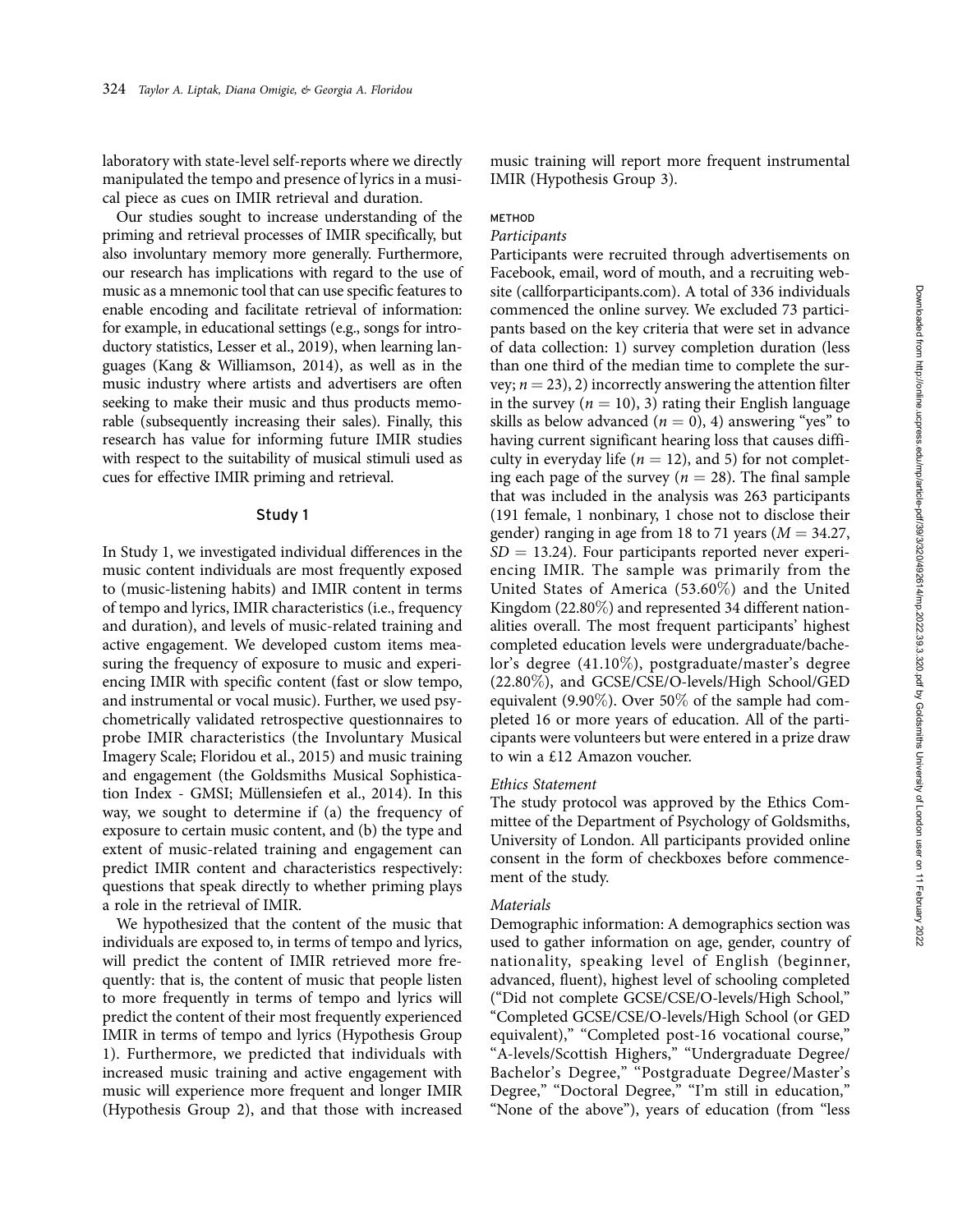laboratory with state-level self-reports where we directly manipulated the tempo and presence of lyrics in a musical piece as cues on IMIR retrieval and duration.

Our studies sought to increase understanding of the priming and retrieval processes of IMIR specifically, but also involuntary memory more generally. Furthermore, our research has implications with regard to the use of music as a mnemonic tool that can use specific features to enable encoding and facilitate retrieval of information: for example, in educational settings (e.g., songs for introductory statistics, Lesser et al., 2019), when learning languages (Kang & Williamson, 2014), as well as in the music industry where artists and advertisers are often seeking to make their music and thus products memorable (subsequently increasing their sales). Finally, this research has value for informing future IMIR studies with respect to the suitability of musical stimuli used as cues for effective IMIR priming and retrieval.

## Study 1

In Study 1, we investigated individual differences in the music content individuals are most frequently exposed to (music-listening habits) and IMIR content in terms of tempo and lyrics, IMIR characteristics (i.e., frequency and duration), and levels of music-related training and active engagement. We developed custom items measuring the frequency of exposure to music and experiencing IMIR with specific content (fast or slow tempo, and instrumental or vocal music). Further, we used psychometrically validated retrospective questionnaires to probe IMIR characteristics (the Involuntary Musical Imagery Scale; Floridou et al., 2015) and music training and engagement (the Goldsmiths Musical Sophistication Index - GMSI; Müllensiefen et al., 2014). In this way, we sought to determine if (a) the frequency of exposure to certain music content, and (b) the type and extent of music-related training and engagement can predict IMIR content and characteristics respectively: questions that speak directly to whether priming plays a role in the retrieval of IMIR.

We hypothesized that the content of the music that individuals are exposed to, in terms of tempo and lyrics, will predict the content of IMIR retrieved more frequently: that is, the content of music that people listen to more frequently in terms of tempo and lyrics will predict the content of their most frequently experienced IMIR in terms of tempo and lyrics (Hypothesis Group 1). Furthermore, we predicted that individuals with increased music training and active engagement with music will experience more frequent and longer IMIR (Hypothesis Group 2), and that those with increased music training will report more frequent instrumental IMIR (Hypothesis Group 3).

### METHOD

#### *Participants*

Participants were recruited through advertisements on Facebook, email, word of mouth, and a recruiting website (callforparticipants.com). A total of 336 individuals commenced the online survey. We excluded 73 participants based on the key criteria that were set in advance of data collection: 1) survey completion duration (less than one third of the median time to complete the survey; $n = 23$), 2) incorrectly answering the attention filter in the survey ($n = 10$), 3) rating their English language skills as below advanced ($n = 0$), 4) answering "yes" to having current significant hearing loss that causes difficulty in everyday life ($n = 12$), and 5) for not completing each page of the survey ($n = 28$). The final sample that was included in the analysis was 263 participants (191 female, 1 nonbinary, 1 chose not to disclose their gender) ranging in age from 18 to 71 years ($M = 34.27$, $SD = 13.24$). Four participants reported never experiencing IMIR. The sample was primarily from the United States of America (53.60%) and the United Kingdom (22.80%) and represented 34 different nationalities overall. The most frequent participants' highest completed education levels were undergraduate/bachelor's degree (41.10%), postgraduate/master's degree (22.80%), and GCSE/CSE/O-levels/High School/GED equivalent (9.90%). Over 50% of the sample had completed 16 or more years of education. All of the participants were volunteers but were entered in a prize draw to win a £12 Amazon voucher.

#### *Ethics Statement*

The study protocol was approved by the Ethics Committee of the Department of Psychology of Goldsmiths, University of London. All participants provided online consent in the form of checkboxes before commencement of the study.

#### *Materials*

Demographic information: A demographics section was used to gather information on age, gender, country of nationality, speaking level of English (beginner, advanced, fluent), highest level of schooling completed ("Did not complete GCSE/CSE/O-levels/High School," "Completed GCSE/CSE/O-levels/High School (or GED equivalent)," "Completed post-16 vocational course," "A-levels/Scottish Highers," "Undergraduate Degree/Bachelor's Degree," "Postgraduate Degree/Master's Degree," "Doctoral Degree," "I'm still in education," "None of the above"), years of education (from "less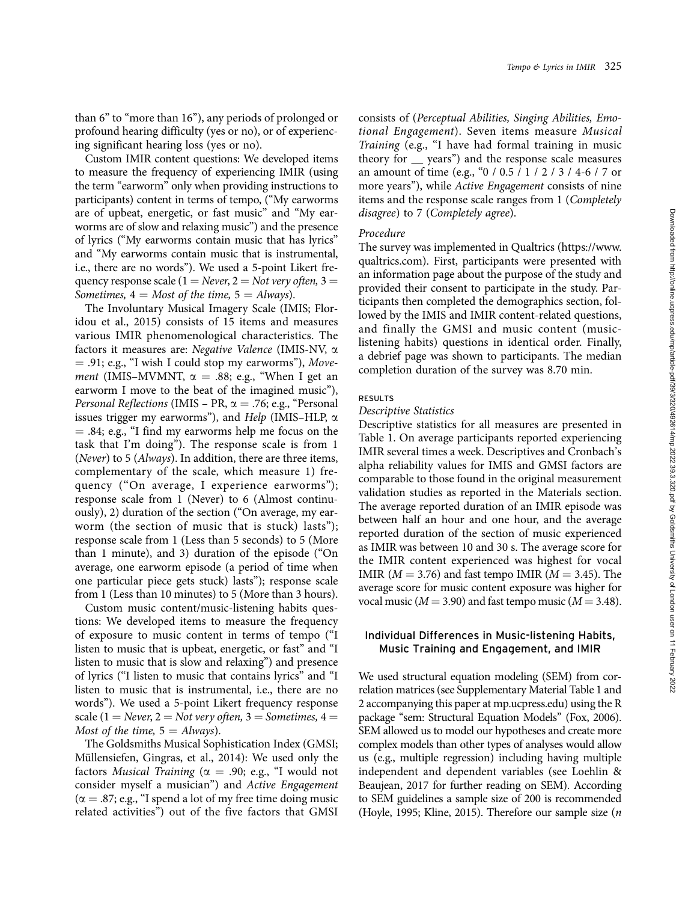than 6" to "more than 16"), any periods of prolonged or profound hearing difficulty (yes or no), or of experiencing significant hearing loss (yes or no).

Custom IMIR content questions: We developed items to measure the frequency of experiencing IMIR (using the term "earworm" only when providing instructions to participants) content in terms of tempo, ("My earworms are of upbeat, energetic, or fast music" and "My earworms are of slow and relaxing music") and the presence of lyrics ("My earworms contain music that has lyrics" and "My earworms contain music that is instrumental, i.e., there are no words"). We used a 5-point Likert frequency response scale (1 = *Never*, 2 = *Not very often,* 3 = *Sometimes,* 4 = *Most of the time,* 5 = *Always*).

The Involuntary Musical Imagery Scale (IMIS; Floridou et al., 2015) consists of 15 items and measures various IMIR phenomenological characteristics. The factors it measures are: *Negative Valence* (IMIS-NV, $\alpha = .91$; e.g., "I wish I could stop my earworms"), *Movement* (IMIS–MVMNT, $\alpha = .88$; e.g., "When I get an earworm I move to the beat of the imagined music"), *Personal Reflections* (IMIS – PR, $\alpha = .76$; e.g., "Personal issues trigger my earworms"), and *Help* (IMIS–HLP, $\alpha = .84$; e.g., "I find my earworms help me focus on the task that I'm doing"). The response scale is from 1 (*Never*) to 5 (*Always*). In addition, there are three items, complementary of the scale, which measure 1) frequency ("On average, I experience earworms"); response scale from 1 (Never) to 6 (Almost continuously), 2) duration of the section ("On average, my earworm (the section of music that is stuck) lasts"); response scale from 1 (Less than 5 seconds) to 5 (More than 1 minute), and 3) duration of the episode ("On average, one earworm episode (a period of time when one particular piece gets stuck) lasts"); response scale from 1 (Less than 10 minutes) to 5 (More than 3 hours).

Custom music content/music-listening habits questions: We developed items to measure the frequency of exposure to music content in terms of tempo ("I listen to music that is upbeat, energetic, or fast" and "I listen to music that is slow and relaxing") and presence of lyrics ("I listen to music that contains lyrics" and "I listen to music that is instrumental, i.e., there are no words"). We used a 5-point Likert frequency response scale (1 = *Never*, 2 = *Not very often,* 3 = *Sometimes,* 4 = *Most of the time,* 5 = *Always*).

The Goldsmiths Musical Sophistication Index (GMSI; Müllensiefen, Gingras, et al., 2014): We used only the factors *Musical Training* ($\alpha = .90$; e.g., "I would not consider myself a musician") and *Active Engagement* ($\alpha = .87$; e.g., "I spend a lot of my free time doing music related activities") out of the five factors that GMSI consists of (*Perceptual Abilities, Singing Abilities, Emotional Engagement*). Seven items measure *Musical Training* (e.g., "I have had formal training in music theory for __ years") and the response scale measures an amount of time (e.g., "0 / 0.5 / 1 / 2 / 3 / 4-6 / 7 or more years"), while *Active Engagement* consists of nine items and the response scale ranges from 1 (*Completely disagree*) to 7 (*Completely agree*).

### *Procedure*

The survey was implemented in Qualtrics (https://www.qualtrics.com). First, participants were presented with an information page about the purpose of the study and provided their consent to participate in the study. Participants then completed the demographics section, followed by the IMIS and IMIR content-related questions, and finally the GMSI and music content (music-listening habits) questions in identical order. Finally, a debrief page was shown to participants. The median completion duration of the survey was 8.70 min.

## RESULTS

### *Descriptive Statistics*

Descriptive statistics for all measures are presented in Table 1. On average participants reported experiencing IMIR several times a week. Descriptives and Cronbach's alpha reliability values for IMIS and GMSI factors are comparable to those found in the original measurement validation studies as reported in the Materials section. The average reported duration of an IMIR episode was between half an hour and one hour, and the average reported duration of the section of music experienced as IMIR was between 10 and 30 s. The average score for the IMIR content experienced was highest for vocal IMIR ($M = 3.76$) and fast tempo IMIR ($M = 3.45$). The average score for music content exposure was higher for vocal music ($M = 3.90$) and fast tempo music ($M = 3.48$).

### Individual Differences in Music-listening Habits, Music Training and Engagement, and IMIR

We used structural equation modeling (SEM) from correlation matrices (see Supplementary Material Table 1 and 2 accompanying this paper at mp.ucpress.edu) using the R package "sem: Structural Equation Models" (Fox, 2006). SEM allowed us to model our hypotheses and create more complex models than other types of analyses would allow us (e.g., multiple regression) including having multiple independent and dependent variables (see Loehlin & Beaujean, 2017 for further reading on SEM). According to SEM guidelines a sample size of 200 is recommended (Hoyle, 1995; Kline, 2015). Therefore our sample size (*n*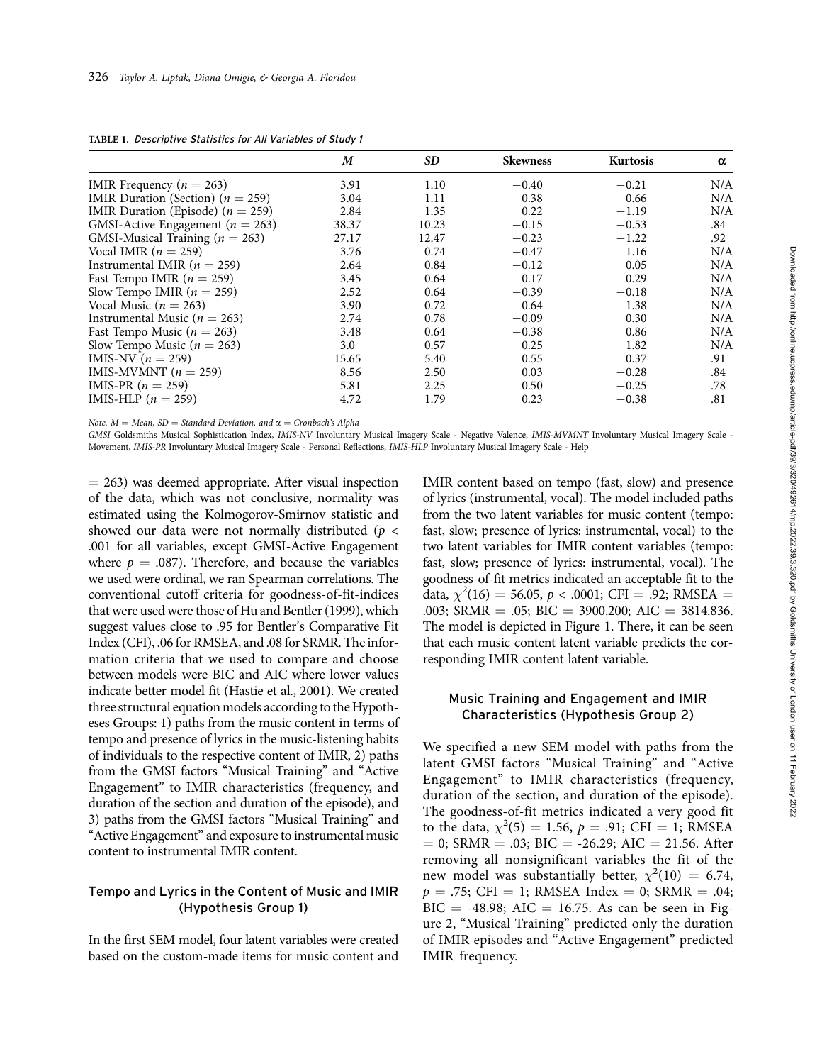**TABLE 1.** *Descriptive Statistics for All Variables of Study 1*

| | *M* | *SD* | Skewness | Kurtosis | α |
|---|---|---|---|---|---|
| IMIR Frequency ($n = 263$) | 3.91 | 1.10 | −0.40 | −0.21 | N/A |
| IMIR Duration (Section) ($n = 259$) | 3.04 | 1.11 | 0.38 | −0.66 | N/A |
| IMIR Duration (Episode) ($n = 259$) | 2.84 | 1.35 | 0.22 | −1.19 | N/A |
| GMSI-Active Engagement ($n = 263$) | 38.37 | 10.23 | −0.15 | −0.53 | .84 |
| GMSI-Musical Training ($n = 263$) | 27.17 | 12.47 | −0.23 | −1.22 | .92 |
| Vocal IMIR ($n = 259$) | 3.76 | 0.74 | −0.47 | 1.16 | N/A |
| Instrumental IMIR ($n = 259$) | 2.64 | 0.84 | −0.12 | 0.05 | N/A |
| Fast Tempo IMIR ($n = 259$) | 3.45 | 0.64 | −0.17 | 0.29 | N/A |
| Slow Tempo IMIR ($n = 259$) | 2.52 | 0.64 | −0.39 | −0.18 | N/A |
| Vocal Music ($n = 263$) | 3.90 | 0.72 | −0.64 | 1.38 | N/A |
| Instrumental Music ($n = 263$) | 2.74 | 0.78 | −0.09 | 0.30 | N/A |
| Fast Tempo Music ($n = 263$) | 3.48 | 0.64 | −0.38 | 0.86 | N/A |
| Slow Tempo Music ($n = 263$) | 3.0 | 0.57 | 0.25 | 1.82 | N/A |
| IMIS-NV ($n = 259$) | 15.65 | 5.40 | 0.55 | 0.37 | .91 |
| IMIS-MVMNT ($n = 259$) | 8.56 | 2.50 | 0.03 | −0.28 | .84 |
| IMIS-PR ($n = 259$) | 5.81 | 2.25 | 0.50 | −0.25 | .78 |
| IMIS-HLP ($n = 259$) | 4.72 | 1.79 | 0.23 | −0.38 | .81 |

*Note. M = Mean, SD = Standard Deviation, and α = Cronbach's Alpha*

*GMSI* Goldsmiths Musical Sophistication Index, *IMIS-NV* Involuntary Musical Imagery Scale - Negative Valence, *IMIS-MVMNT* Involuntary Musical Imagery Scale - Movement, *IMIS-PR* Involuntary Musical Imagery Scale - Personal Reflections, *IMIS-HLP* Involuntary Musical Imagery Scale - Help

= 263) was deemed appropriate. After visual inspection of the data, which was not conclusive, normality was estimated using the Kolmogorov-Smirnov statistic and showed our data were not normally distributed ($p < .001$ for all variables, except GMSI-Active Engagement where $p = .087$). Therefore, and because the variables we used were ordinal, we ran Spearman correlations. The conventional cutoff criteria for goodness-of-fit-indices that were used were those of Hu and Bentler (1999), which suggest values close to .95 for Bentler's Comparative Fit Index (CFI), .06 for RMSEA, and .08 for SRMR. The information criteria that we used to compare and choose between models were BIC and AIC where lower values indicate better model fit (Hastie et al., 2001). We created three structural equation models according to the Hypotheses Groups: 1) paths from the music content in terms of tempo and presence of lyrics in the music-listening habits of individuals to the respective content of IMIR, 2) paths from the GMSI factors "Musical Training" and "Active Engagement" to IMIR characteristics (frequency, and duration of the section and duration of the episode), and 3) paths from the GMSI factors "Musical Training" and "Active Engagement" and exposure to instrumental music content to instrumental IMIR content.

### Tempo and Lyrics in the Content of Music and IMIR (Hypothesis Group 1)

In the first SEM model, four latent variables were created based on the custom-made items for music content and IMIR content based on tempo (fast, slow) and presence of lyrics (instrumental, vocal). The model included paths from the two latent variables for music content (tempo: fast, slow; presence of lyrics: instrumental, vocal) to the two latent variables for IMIR content variables (tempo: fast, slow; presence of lyrics: instrumental, vocal). The goodness-of-fit metrics indicated an acceptable fit to the data, $\chi^2(16) = 56.05$, $p < .0001$; CFI = .92; RMSEA = .003; SRMR = .05; BIC = 3900.200; AIC = 3814.836. The model is depicted in Figure 1. There, it can be seen that each music content latent variable predicts the corresponding IMIR content latent variable.

### Music Training and Engagement and IMIR Characteristics (Hypothesis Group 2)

We specified a new SEM model with paths from the latent GMSI factors "Musical Training" and "Active Engagement" to IMIR characteristics (frequency, duration of the section, and duration of the episode). The goodness-of-fit metrics indicated a very good fit to the data, $\chi^2(5) = 1.56$, $p = .91$; CFI = 1; RMSEA = 0; SRMR = .03; BIC = -26.29; AIC = 21.56. After removing all nonsignificant variables the fit of the new model was substantially better, $\chi^2(10) = 6.74$, $p = .75$; CFI = 1; RMSEA Index = 0; SRMR = .04; BIC = -48.98; AIC = 16.75. As can be seen in Figure 2, "Musical Training" predicted only the duration of IMIR episodes and "Active Engagement" predicted IMIR frequency.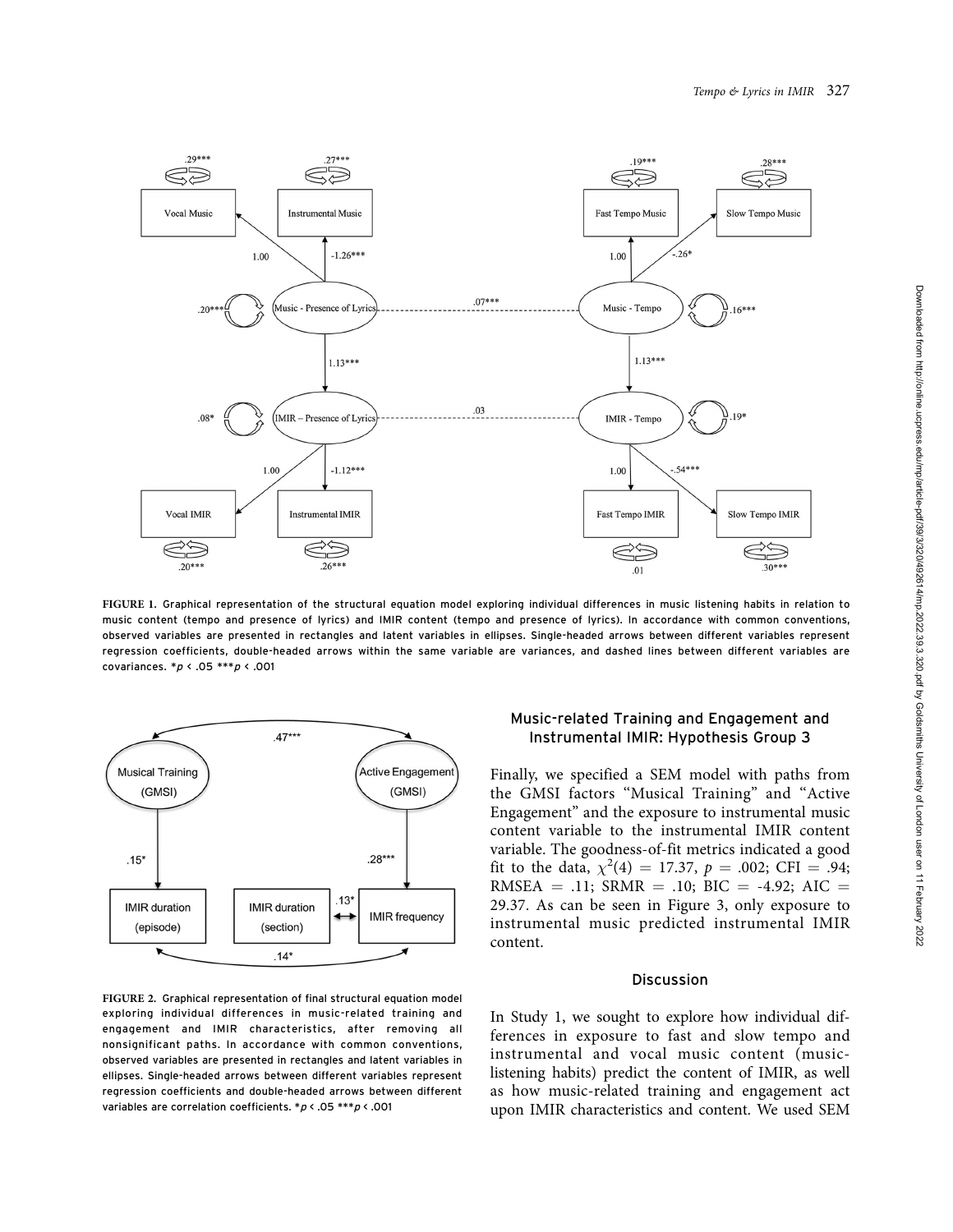**FIGURE 1.** Graphical representation of the structural equation model exploring individual differences in music listening habits in relation to music content (tempo and presence of lyrics) and IMIR content (tempo and presence of lyrics). In accordance with common conventions, observed variables are presented in rectangles and latent variables in ellipses. Single-headed arrows between different variables represent regression coefficients, double-headed arrows within the same variable are variances, and dashed lines between different variables are covariances. *$p < .05$ ***$p < .001$

**FIGURE 2.** Graphical representation of final structural equation model exploring individual differences in music-related training and engagement and IMIR characteristics, after removing all nonsignificant paths. In accordance with common conventions, observed variables are presented in rectangles and latent variables in ellipses. Single-headed arrows between different variables represent regression coefficients and double-headed arrows between different variables are correlation coefficients. *$p < .05$ ***$p < .001$

### Music-related Training and Engagement and Instrumental IMIR: Hypothesis Group 3

Finally, we specified a SEM model with paths from the GMSI factors "Musical Training" and "Active Engagement" and the exposure to instrumental music content variable to the instrumental IMIR content variable. The goodness-of-fit metrics indicated a good fit to the data, $\chi^2(4) = 17.37$, $p = .002$; CFI = .94; RMSEA = .11; SRMR = .10; BIC = -4.92; AIC = 29.37. As can be seen in Figure 3, only exposure to instrumental music predicted instrumental IMIR content.

## Discussion

In Study 1, we sought to explore how individual differences in exposure to fast and slow tempo and instrumental and vocal music content (music-listening habits) predict the content of IMIR, as well as how music-related training and engagement act upon IMIR characteristics and content. We used SEM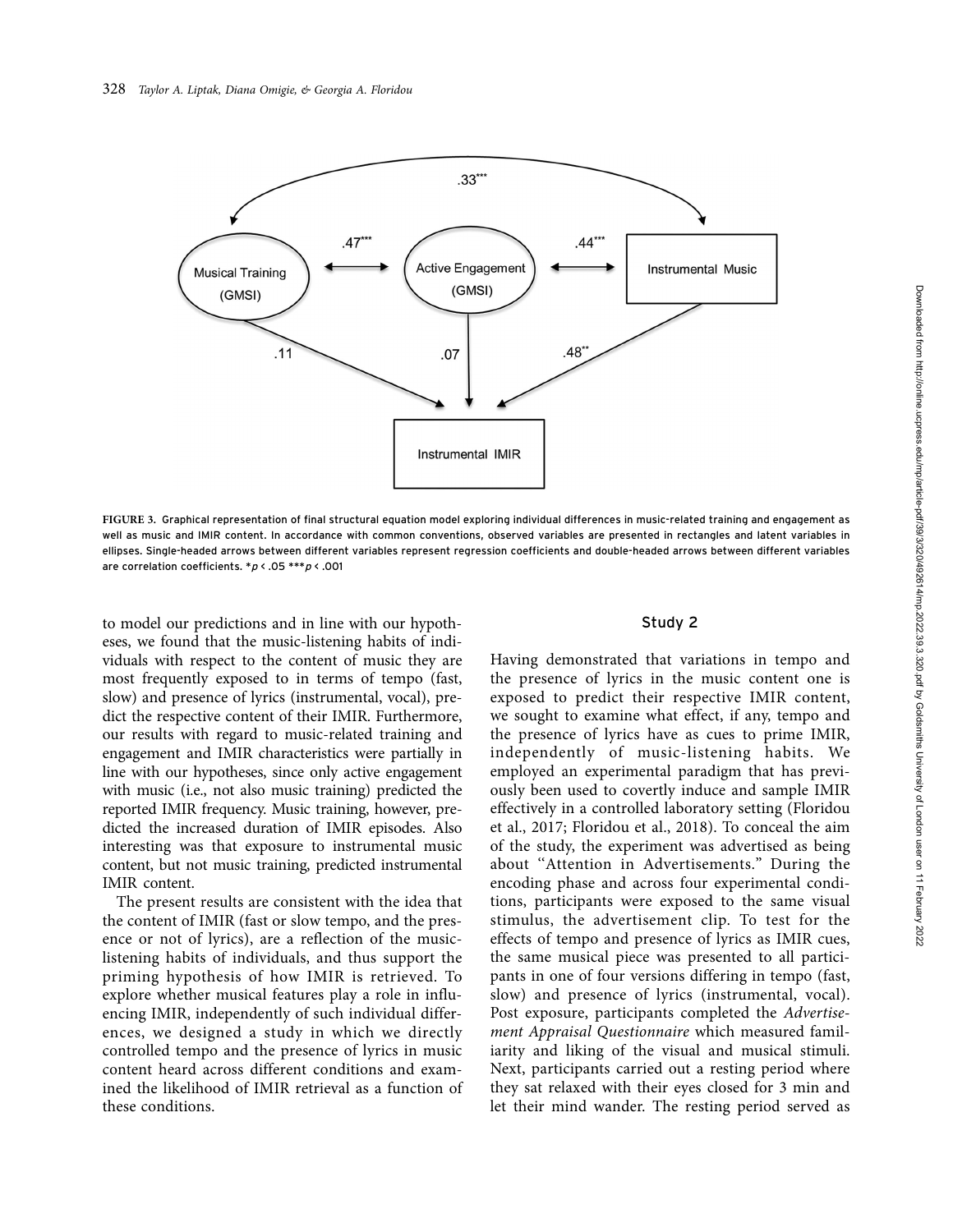FIGURE 3. Graphical representation of final structural equation model exploring individual differences in music-related training and engagement as well as music and IMIR content. In accordance with common conventions, observed variables are presented in rectangles and latent variables in ellipses. Single-headed arrows between different variables represent regression coefficients and double-headed arrows between different variables are correlation coefficients. $^{*}p < .05$ $^{***}p < .001$

to model our predictions and in line with our hypotheses, we found that the music-listening habits of individuals with respect to the content of music they are most frequently exposed to in terms of tempo (fast, slow) and presence of lyrics (instrumental, vocal), predict the respective content of their IMIR. Furthermore, our results with regard to music-related training and engagement and IMIR characteristics were partially in line with our hypotheses, since only active engagement with music (i.e., not also music training) predicted the reported IMIR frequency. Music training, however, predicted the increased duration of IMIR episodes. Also interesting was that exposure to instrumental music content, but not music training, predicted instrumental IMIR content.

The present results are consistent with the idea that the content of IMIR (fast or slow tempo, and the presence or not of lyrics), are a reflection of the music-listening habits of individuals, and thus support the priming hypothesis of how IMIR is retrieved. To explore whether musical features play a role in influencing IMIR, independently of such individual differences, we designed a study in which we directly controlled tempo and the presence of lyrics in music content heard across different conditions and examined the likelihood of IMIR retrieval as a function of these conditions.

## Study 2

Having demonstrated that variations in tempo and the presence of lyrics in the music content one is exposed to predict their respective IMIR content, we sought to examine what effect, if any, tempo and the presence of lyrics have as cues to prime IMIR, independently of music-listening habits. We employed an experimental paradigm that has previously been used to covertly induce and sample IMIR effectively in a controlled laboratory setting (Floridou et al., 2017; Floridou et al., 2018). To conceal the aim of the study, the experiment was advertised as being about "Attention in Advertisements." During the encoding phase and across four experimental conditions, participants were exposed to the same visual stimulus, the advertisement clip. To test for the effects of tempo and presence of lyrics as IMIR cues, the same musical piece was presented to all participants in one of four versions differing in tempo (fast, slow) and presence of lyrics (instrumental, vocal). Post exposure, participants completed the *Advertisement Appraisal Questionnaire* which measured familiarity and liking of the visual and musical stimuli. Next, participants carried out a resting period where they sat relaxed with their eyes closed for 3 min and let their mind wander. The resting period served as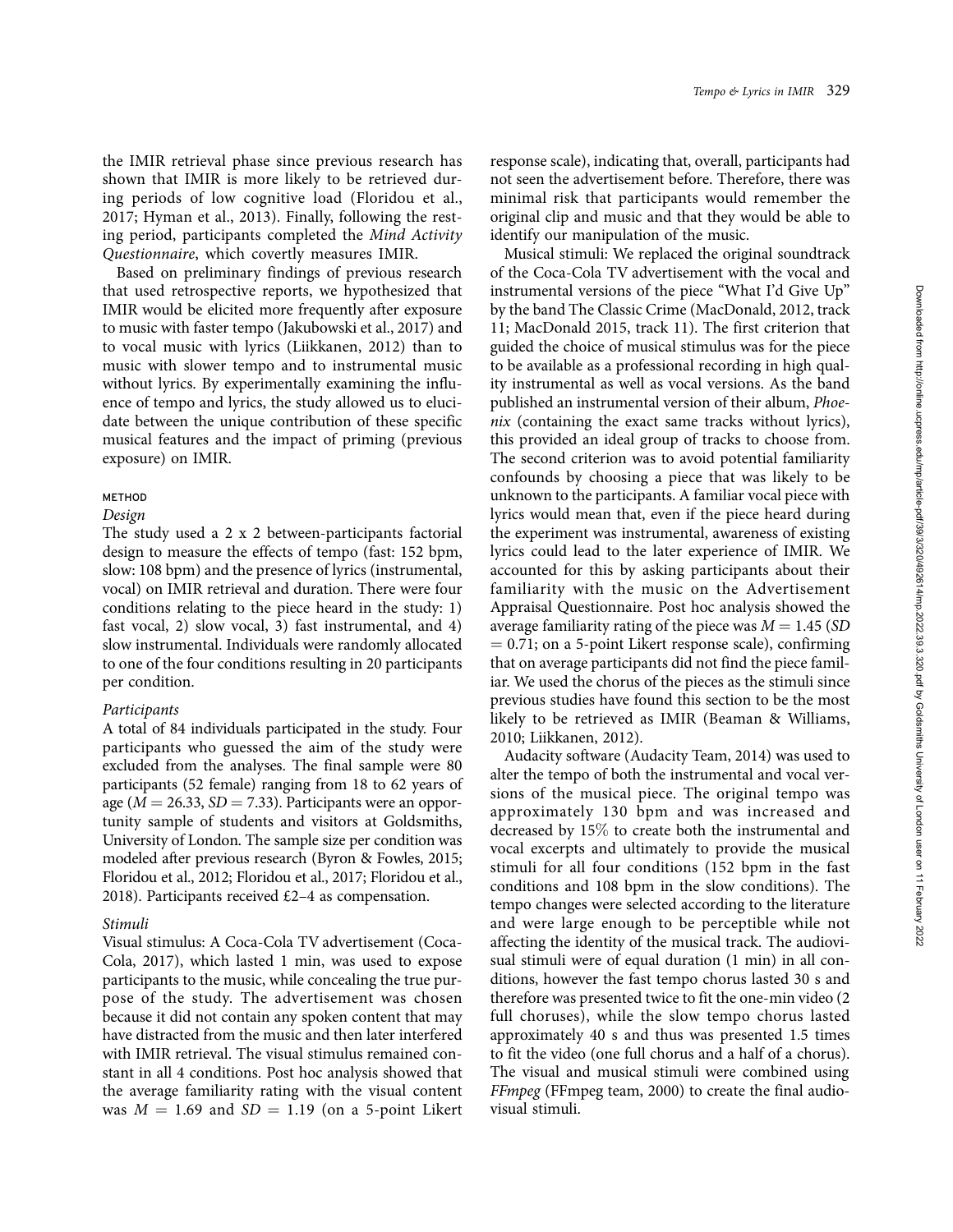the IMIR retrieval phase since previous research has shown that IMIR is more likely to be retrieved during periods of low cognitive load (Floridou et al., 2017; Hyman et al., 2013). Finally, following the resting period, participants completed the *Mind Activity Questionnaire*, which covertly measures IMIR.

Based on preliminary findings of previous research that used retrospective reports, we hypothesized that IMIR would be elicited more frequently after exposure to music with faster tempo (Jakubowski et al., 2017) and to vocal music with lyrics (Liikkanen, 2012) than to music with slower tempo and to instrumental music without lyrics. By experimentally examining the influence of tempo and lyrics, the study allowed us to elucidate between the unique contribution of these specific musical features and the impact of priming (previous exposure) on IMIR.

## METHOD

### Design

The study used a 2 x 2 between-participants factorial design to measure the effects of tempo (fast: 152 bpm, slow: 108 bpm) and the presence of lyrics (instrumental, vocal) on IMIR retrieval and duration. There were four conditions relating to the piece heard in the study: 1) fast vocal, 2) slow vocal, 3) fast instrumental, and 4) slow instrumental. Individuals were randomly allocated to one of the four conditions resulting in 20 participants per condition.

### Participants

A total of 84 individuals participated in the study. Four participants who guessed the aim of the study were excluded from the analyses. The final sample were 80 participants (52 female) ranging from 18 to 62 years of age ($M = 26.33$, $SD = 7.33$). Participants were an opportunity sample of students and visitors at Goldsmiths, University of London. The sample size per condition was modeled after previous research (Byron & Fowles, 2015; Floridou et al., 2012; Floridou et al., 2017; Floridou et al., 2018). Participants received £2–4 as compensation.

### Stimuli

Visual stimulus: A Coca-Cola TV advertisement (Coca-Cola, 2017), which lasted 1 min, was used to expose participants to the music, while concealing the true purpose of the study. The advertisement was chosen because it did not contain any spoken content that may have distracted from the music and then later interfered with IMIR retrieval. The visual stimulus remained constant in all 4 conditions. Post hoc analysis showed that the average familiarity rating with the visual content was $M = 1.69$ and $SD = 1.19$ (on a 5-point Likert response scale), indicating that, overall, participants had not seen the advertisement before. Therefore, there was minimal risk that participants would remember the original clip and music and that they would be able to identify our manipulation of the music.

Musical stimuli: We replaced the original soundtrack of the Coca-Cola TV advertisement with the vocal and instrumental versions of the piece "What I'd Give Up" by the band The Classic Crime (MacDonald, 2012, track 11; MacDonald 2015, track 11). The first criterion that guided the choice of musical stimulus was for the piece to be available as a professional recording in high quality instrumental as well as vocal versions. As the band published an instrumental version of their album, *Phoenix* (containing the exact same tracks without lyrics), this provided an ideal group of tracks to choose from. The second criterion was to avoid potential familiarity confounds by choosing a piece that was likely to be unknown to the participants. A familiar vocal piece with lyrics would mean that, even if the piece heard during the experiment was instrumental, awareness of existing lyrics could lead to the later experience of IMIR. We accounted for this by asking participants about their familiarity with the music on the Advertisement Appraisal Questionnaire. Post hoc analysis showed the average familiarity rating of the piece was $M = 1.45$ ($SD = 0.71$; on a 5-point Likert response scale), confirming that on average participants did not find the piece familiar. We used the chorus of the pieces as the stimuli since previous studies have found this section to be the most likely to be retrieved as IMIR (Beaman & Williams, 2010; Liikkanen, 2012).

Audacity software (Audacity Team, 2014) was used to alter the tempo of both the instrumental and vocal versions of the musical piece. The original tempo was approximately 130 bpm and was increased and decreased by 15% to create both the instrumental and vocal excerpts and ultimately to provide the musical stimuli for all four conditions (152 bpm in the fast conditions and 108 bpm in the slow conditions). The tempo changes were selected according to the literature and were large enough to be perceptible while not affecting the identity of the musical track. The audiovisual stimuli were of equal duration (1 min) in all conditions, however the fast tempo chorus lasted 30 s and therefore was presented twice to fit the one-min video (2 full choruses), while the slow tempo chorus lasted approximately 40 s and thus was presented 1.5 times to fit the video (one full chorus and a half of a chorus). The visual and musical stimuli were combined using *FFmpeg* (FFmpeg team, 2000) to create the final audiovisual stimuli.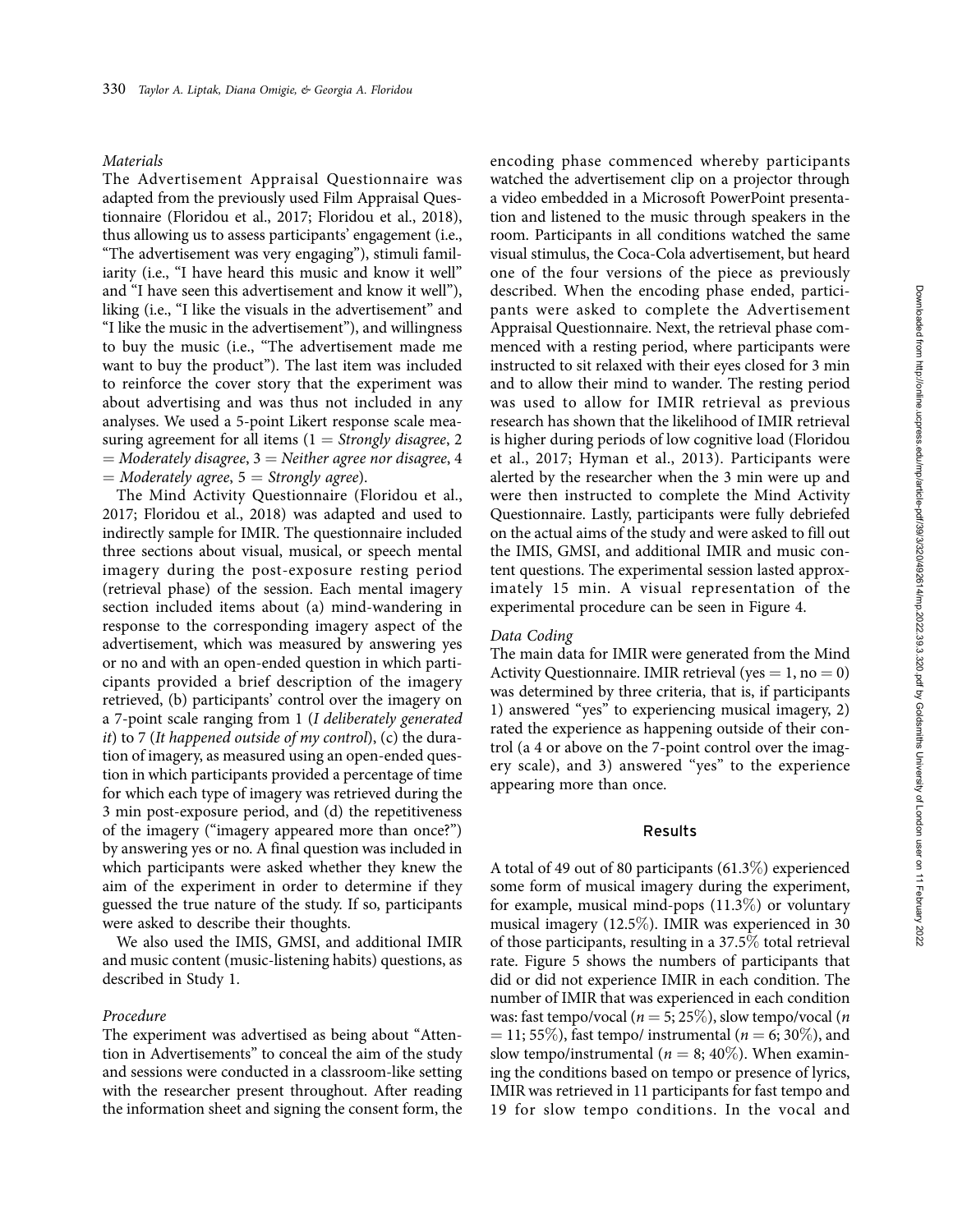### Materials

The Advertisement Appraisal Questionnaire was adapted from the previously used Film Appraisal Questionnaire (Floridou et al., 2017; Floridou et al., 2018), thus allowing us to assess participants' engagement (i.e., "The advertisement was very engaging"), stimuli familiarity (i.e., "I have heard this music and know it well" and "I have seen this advertisement and know it well"), liking (i.e., "I like the visuals in the advertisement" and "I like the music in the advertisement"), and willingness to buy the music (i.e., "The advertisement made me want to buy the product"). The last item was included to reinforce the cover story that the experiment was about advertising and was thus not included in any analyses. We used a 5-point Likert response scale measuring agreement for all items (1 = *Strongly disagree*, 2 = *Moderately disagree*, 3 = *Neither agree nor disagree*, 4 = *Moderately agree*, 5 = *Strongly agree*).

The Mind Activity Questionnaire (Floridou et al., 2017; Floridou et al., 2018) was adapted and used to indirectly sample for IMIR. The questionnaire included three sections about visual, musical, or speech mental imagery during the post-exposure resting period (retrieval phase) of the session. Each mental imagery section included items about (a) mind-wandering in response to the corresponding imagery aspect of the advertisement, which was measured by answering yes or no and with an open-ended question in which participants provided a brief description of the imagery retrieved, (b) participants' control over the imagery on a 7-point scale ranging from 1 (*I deliberately generated it*) to 7 (*It happened outside of my control*), (c) the duration of imagery, as measured using an open-ended question in which participants provided a percentage of time for which each type of imagery was retrieved during the 3 min post-exposure period, and (d) the repetitiveness of the imagery ("imagery appeared more than once?") by answering yes or no. A final question was included in which participants were asked whether they knew the aim of the experiment in order to determine if they guessed the true nature of the study. If so, participants were asked to describe their thoughts.

We also used the IMIS, GMSI, and additional IMIR and music content (music-listening habits) questions, as described in Study 1.

### Procedure

The experiment was advertised as being about "Attention in Advertisements" to conceal the aim of the study and sessions were conducted in a classroom-like setting with the researcher present throughout. After reading the information sheet and signing the consent form, the encoding phase commenced whereby participants watched the advertisement clip on a projector through a video embedded in a Microsoft PowerPoint presentation and listened to the music through speakers in the room. Participants in all conditions watched the same visual stimulus, the Coca-Cola advertisement, but heard one of the four versions of the piece as previously described. When the encoding phase ended, participants were asked to complete the Advertisement Appraisal Questionnaire. Next, the retrieval phase commenced with a resting period, where participants were instructed to sit relaxed with their eyes closed for 3 min and to allow their mind to wander. The resting period was used to allow for IMIR retrieval as previous research has shown that the likelihood of IMIR retrieval is higher during periods of low cognitive load (Floridou et al., 2017; Hyman et al., 2013). Participants were alerted by the researcher when the 3 min were up and were then instructed to complete the Mind Activity Questionnaire. Lastly, participants were fully debriefed on the actual aims of the study and were asked to fill out the IMIS, GMSI, and additional IMIR and music content questions. The experimental session lasted approximately 15 min. A visual representation of the experimental procedure can be seen in Figure 4.

### Data Coding

The main data for IMIR were generated from the Mind Activity Questionnaire. IMIR retrieval (yes = 1, no = 0) was determined by three criteria, that is, if participants 1) answered "yes" to experiencing musical imagery, 2) rated the experience as happening outside of their control (a 4 or above on the 7-point control over the imagery scale), and 3) answered "yes" to the experience appearing more than once.

## Results

A total of 49 out of 80 participants (61.3%) experienced some form of musical imagery during the experiment, for example, musical mind-pops (11.3%) or voluntary musical imagery (12.5%). IMIR was experienced in 30 of those participants, resulting in a 37.5% total retrieval rate. Figure 5 shows the numbers of participants that did or did not experience IMIR in each condition. The number of IMIR that was experienced in each condition was: fast tempo/vocal ($n = 5$; 25%), slow tempo/vocal ($n = 11$; 55%), fast tempo/ instrumental ($n = 6$; 30%), and slow tempo/instrumental ($n = 8$; 40%). When examining the conditions based on tempo or presence of lyrics, IMIR was retrieved in 11 participants for fast tempo and 19 for slow tempo conditions. In the vocal and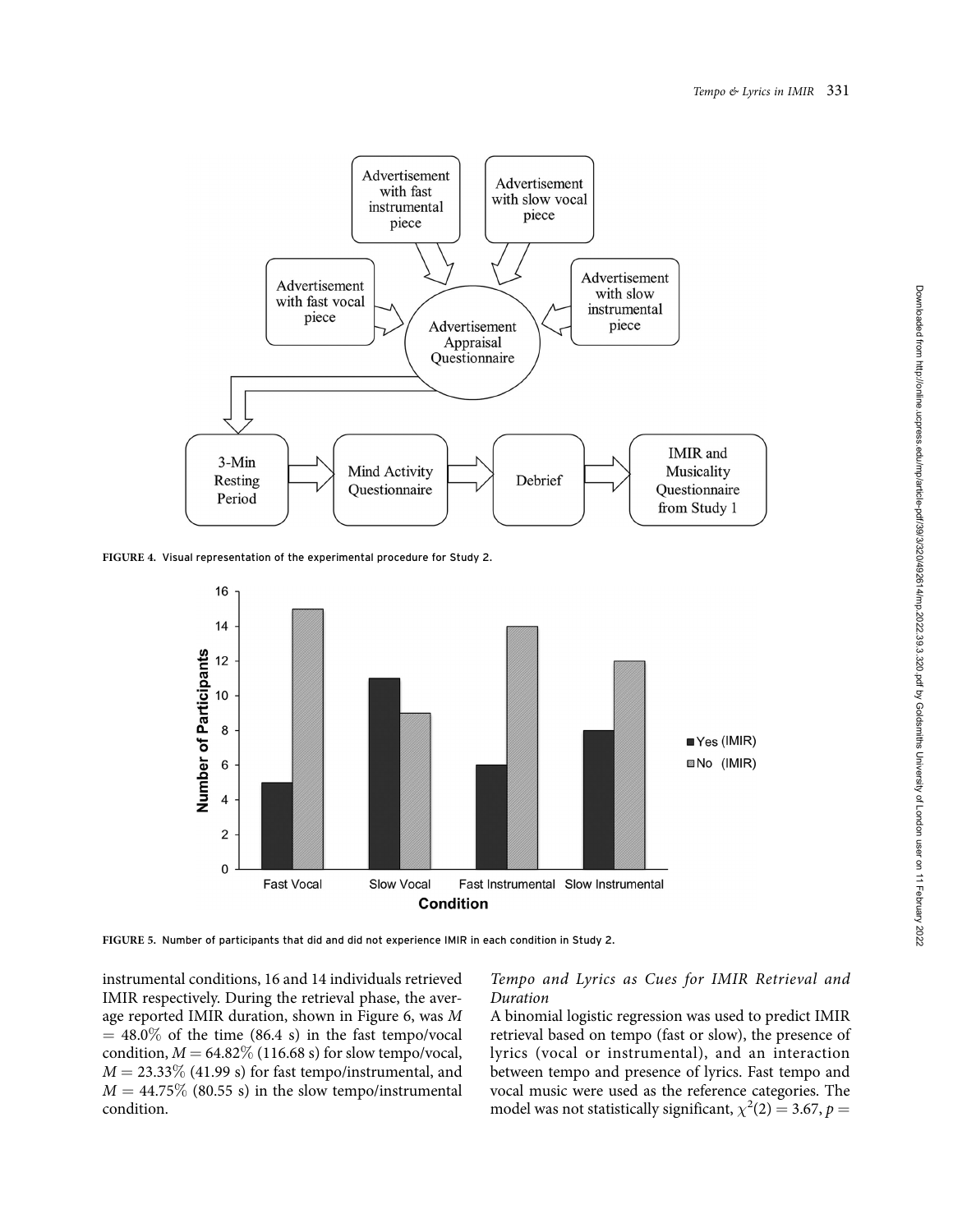FIGURE 4. Visual representation of the experimental procedure for Study 2.

FIGURE 5. Number of participants that did and did not experience IMIR in each condition in Study 2.

instrumental conditions, 16 and 14 individuals retrieved IMIR respectively. During the retrieval phase, the average reported IMIR duration, shown in Figure 6, was $M = 48.0\%$ of the time (86.4 s) in the fast tempo/vocal condition, $M = 64.82\%$ (116.68 s) for slow tempo/vocal, $M = 23.33\%$ (41.99 s) for fast tempo/instrumental, and $M = 44.75\%$ (80.55 s) in the slow tempo/instrumental condition.

### *Tempo and Lyrics as Cues for IMIR Retrieval and Duration*

A binomial logistic regression was used to predict IMIR retrieval based on tempo (fast or slow), the presence of lyrics (vocal or instrumental), and an interaction between tempo and presence of lyrics. Fast tempo and vocal music were used as the reference categories. The model was not statistically significant, $\chi^2(2) = 3.67$, $p =$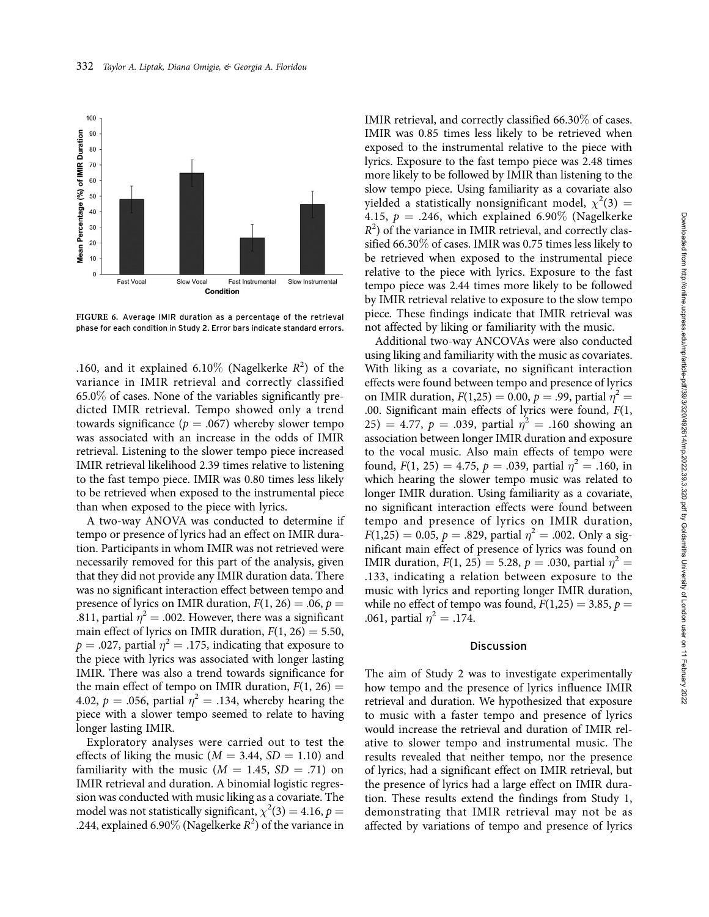FIGURE 6. Average IMIR duration as a percentage of the retrieval phase for each condition in Study 2. Error bars indicate standard errors.

.160, and it explained 6.10% (Nagelkerke $R^2$) of the variance in IMIR retrieval and correctly classified 65.0% of cases. None of the variables significantly predicted IMIR retrieval. Tempo showed only a trend towards significance ($p = .067$) whereby slower tempo was associated with an increase in the odds of IMIR retrieval. Listening to the slower tempo piece increased IMIR retrieval likelihood 2.39 times relative to listening to the fast tempo piece. IMIR was 0.80 times less likely to be retrieved when exposed to the instrumental piece than when exposed to the piece with lyrics.

A two-way ANOVA was conducted to determine if tempo or presence of lyrics had an effect on IMIR duration. Participants in whom IMIR was not retrieved were necessarily removed for this part of the analysis, given that they did not provide any IMIR duration data. There was no significant interaction effect between tempo and presence of lyrics on IMIR duration, $F(1, 26) = .06$, $p = .811$, partial $\eta^2 = .002$. However, there was a significant main effect of lyrics on IMIR duration, $F(1, 26) = 5.50$, $p = .027$, partial $\eta^2 = .175$, indicating that exposure to the piece with lyrics was associated with longer lasting IMIR. There was also a trend towards significance for the main effect of tempo on IMIR duration, $F(1, 26) = 4.02$, $p = .056$, partial $\eta^2 = .134$, whereby hearing the piece with a slower tempo seemed to relate to having longer lasting IMIR.

Exploratory analyses were carried out to test the effects of liking the music ($M = 3.44$, $SD = 1.10$) and familiarity with the music ($M = 1.45$, $SD = .71$) on IMIR retrieval and duration. A binomial logistic regression was conducted with music liking as a covariate. The model was not statistically significant, $\chi^2(3) = 4.16$, $p = .244$, explained 6.90% (Nagelkerke $R^2$) of the variance in IMIR retrieval, and correctly classified 66.30% of cases. IMIR was 0.85 times less likely to be retrieved when exposed to the instrumental relative to the piece with lyrics. Exposure to the fast tempo piece was 2.48 times more likely to be followed by IMIR than listening to the slow tempo piece. Using familiarity as a covariate also yielded a statistically nonsignificant model, $\chi^2(3) = 4.15$, $p = .246$, which explained 6.90% (Nagelkerke $R^2$) of the variance in IMIR retrieval, and correctly classified 66.30% of cases. IMIR was 0.75 times less likely to be retrieved when exposed to the instrumental piece relative to the piece with lyrics. Exposure to the fast tempo piece was 2.44 times more likely to be followed by IMIR retrieval relative to exposure to the slow tempo piece. These findings indicate that IMIR retrieval was not affected by liking or familiarity with the music.

Additional two-way ANCOVAs were also conducted using liking and familiarity with the music as covariates. With liking as a covariate, no significant interaction effects were found between tempo and presence of lyrics on IMIR duration, $F(1,25) = 0.00$, $p = .99$, partial $\eta^2 = .00$. Significant main effects of lyrics were found, $F(1, 25) = 4.77$, $p = .039$, partial $\eta^2 = .160$ showing an association between longer IMIR duration and exposure to the vocal music. Also main effects of tempo were found, $F(1, 25) = 4.75$, $p = .039$, partial $\eta^2 = .160$, in which hearing the slower tempo music was related to longer IMIR duration. Using familiarity as a covariate, no significant interaction effects were found between tempo and presence of lyrics on IMIR duration, $F(1,25) = 0.05$, $p = .829$, partial $\eta^2 = .002$. Only a significant main effect of presence of lyrics was found on IMIR duration, $F(1, 25) = 5.28$, $p = .030$, partial $\eta^2 = .133$, indicating a relation between exposure to the music with lyrics and reporting longer IMIR duration, while no effect of tempo was found, $F(1,25) = 3.85$, $p = .061$, partial $\eta^2 = .174$.

## Discussion

The aim of Study 2 was to investigate experimentally how tempo and the presence of lyrics influence IMIR retrieval and duration. We hypothesized that exposure to music with a faster tempo and presence of lyrics would increase the retrieval and duration of IMIR relative to slower tempo and instrumental music. The results revealed that neither tempo, nor the presence of lyrics, had a significant effect on IMIR retrieval, but the presence of lyrics had a large effect on IMIR duration. These results extend the findings from Study 1, demonstrating that IMIR retrieval may not be as affected by variations of tempo and presence of lyrics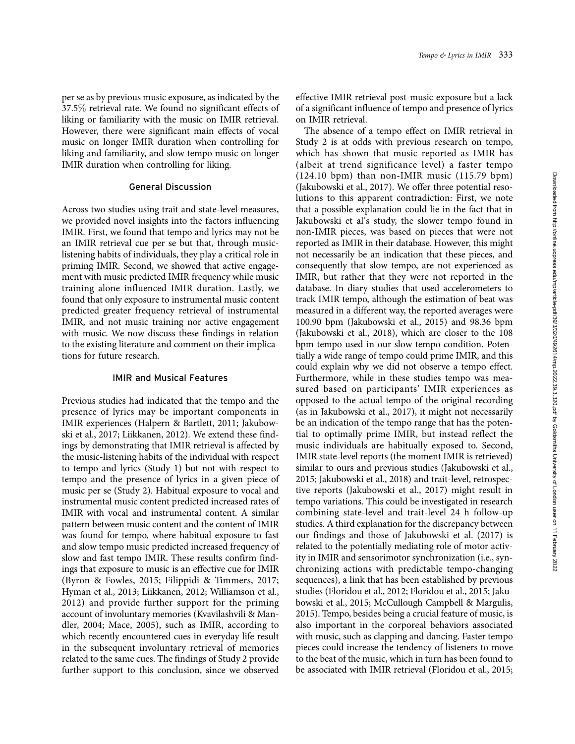per se as by previous music exposure, as indicated by the 37.5% retrieval rate. We found no significant effects of liking or familiarity with the music on IMIR retrieval. However, there were significant main effects of vocal music on longer IMIR duration when controlling for liking and familiarity, and slow tempo music on longer IMIR duration when controlling for liking.

## General Discussion

Across two studies using trait and state-level measures, we provided novel insights into the factors influencing IMIR. First, we found that tempo and lyrics may not be an IMIR retrieval cue per se but that, through music-listening habits of individuals, they play a critical role in priming IMIR. Second, we showed that active engagement with music predicted IMIR frequency while music training alone influenced IMIR duration. Lastly, we found that only exposure to instrumental music content predicted greater frequency retrieval of instrumental IMIR, and not music training nor active engagement with music. We now discuss these findings in relation to the existing literature and comment on their implications for future research.

### IMIR and Musical Features

Previous studies had indicated that the tempo and the presence of lyrics may be important components in IMIR experiences (Halpern & Bartlett, 2011; Jakubowski et al., 2017; Liikkanen, 2012). We extend these findings by demonstrating that IMIR retrieval is affected by the music-listening habits of the individual with respect to tempo and lyrics (Study 1) but not with respect to tempo and the presence of lyrics in a given piece of music per se (Study 2). Habitual exposure to vocal and instrumental music content predicted increased rates of IMIR with vocal and instrumental content. A similar pattern between music content and the content of IMIR was found for tempo, where habitual exposure to fast and slow tempo music predicted increased frequency of slow and fast tempo IMIR. These results confirm findings that exposure to music is an effective cue for IMIR (Byron & Fowles, 2015; Filippidi & Timmers, 2017; Hyman et al., 2013; Liikkanen, 2012; Williamson et al., 2012) and provide further support for the priming account of involuntary memories (Kvavilashvili & Mandler, 2004; Mace, 2005), such as IMIR, according to which recently encountered cues in everyday life result in the subsequent involuntary retrieval of memories related to the same cues. The findings of Study 2 provide further support to this conclusion, since we observed effective IMIR retrieval post-music exposure but a lack of a significant influence of tempo and presence of lyrics on IMIR retrieval.

The absence of a tempo effect on IMIR retrieval in Study 2 is at odds with previous research on tempo, which has shown that music reported as IMIR has (albeit at trend significance level) a faster tempo (124.10 bpm) than non-IMIR music (115.79 bpm) (Jakubowski et al., 2017). We offer three potential resolutions to this apparent contradiction: First, we note that a possible explanation could lie in the fact that in Jakubowski et al's study, the slower tempo found in non-IMIR pieces, was based on pieces that were not reported as IMIR in their database. However, this might not necessarily be an indication that these pieces, and consequently that slow tempo, are not experienced as IMIR, but rather that they were not reported in the database. In diary studies that used accelerometers to track IMIR tempo, although the estimation of beat was measured in a different way, the reported averages were 100.90 bpm (Jakubowski et al., 2015) and 98.36 bpm (Jakubowski et al., 2018), which are closer to the 108 bpm tempo used in our slow tempo condition. Potentially a wide range of tempo could prime IMIR, and this could explain why we did not observe a tempo effect. Furthermore, while in these studies tempo was measured based on participants' IMIR experiences as opposed to the actual tempo of the original recording (as in Jakubowski et al., 2017), it might not necessarily be an indication of the tempo range that has the potential to optimally prime IMIR, but instead reflect the music individuals are habitually exposed to. Second, IMIR state-level reports (the moment IMIR is retrieved) similar to ours and previous studies (Jakubowski et al., 2015; Jakubowski et al., 2018) and trait-level, retrospective reports (Jakubowski et al., 2017) might result in tempo variations. This could be investigated in research combining state-level and trait-level 24 h follow-up studies. A third explanation for the discrepancy between our findings and those of Jakubowski et al. (2017) is related to the potentially mediating role of motor activity in IMIR and sensorimotor synchronization (i.e., synchronizing actions with predictable tempo-changing sequences), a link that has been established by previous studies (Floridou et al., 2012; Floridou et al., 2015; Jakubowski et al., 2015; McCullough Campbell & Margulis, 2015). Tempo, besides being a crucial feature of music, is also important in the corporeal behaviors associated with music, such as clapping and dancing. Faster tempo pieces could increase the tendency of listeners to move to the beat of the music, which in turn has been found to be associated with IMIR retrieval (Floridou et al., 2015;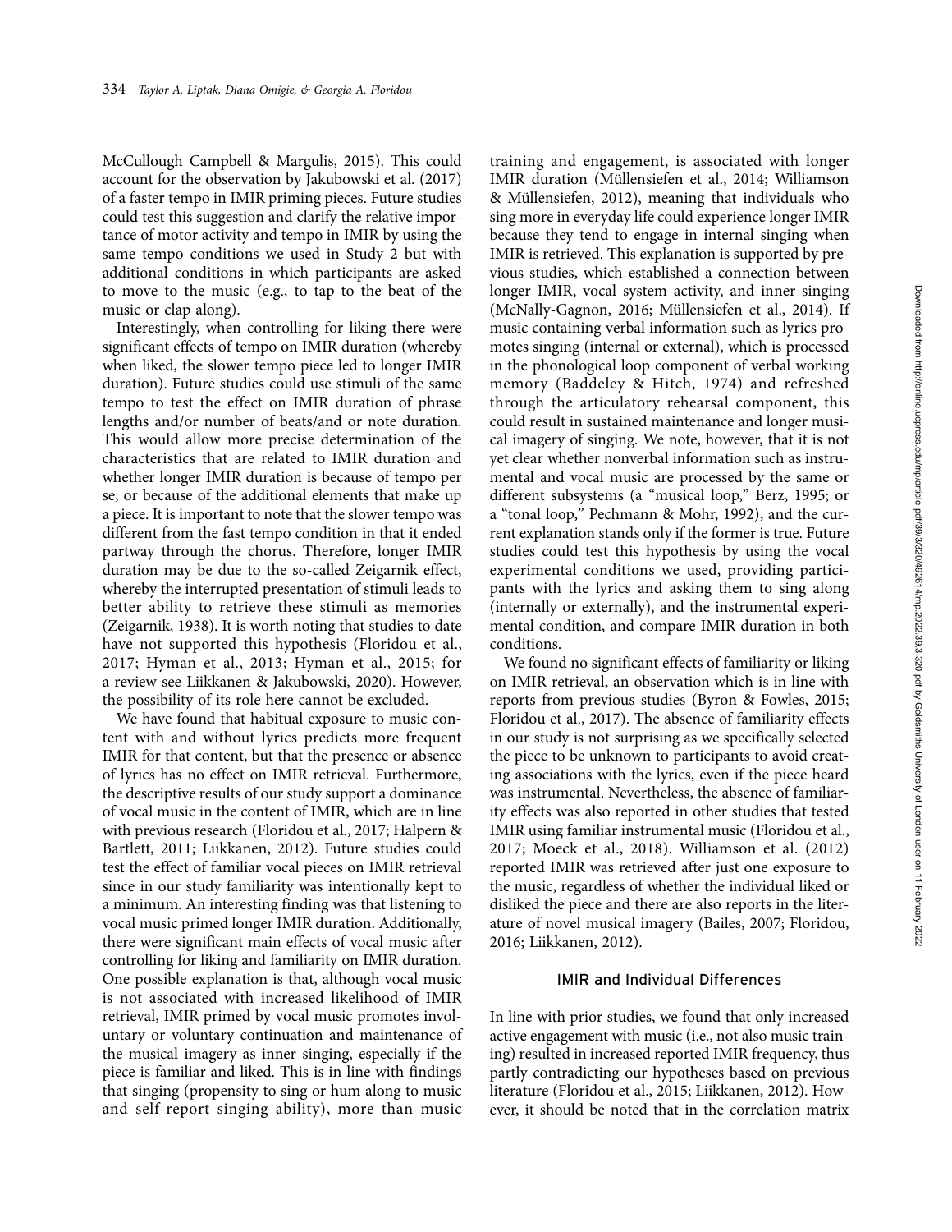McCullough Campbell & Margulis, 2015). This could account for the observation by Jakubowski et al. (2017) of a faster tempo in IMIR priming pieces. Future studies could test this suggestion and clarify the relative importance of motor activity and tempo in IMIR by using the same tempo conditions we used in Study 2 but with additional conditions in which participants are asked to move to the music (e.g., to tap to the beat of the music or clap along).

Interestingly, when controlling for liking there were significant effects of tempo on IMIR duration (whereby when liked, the slower tempo piece led to longer IMIR duration). Future studies could use stimuli of the same tempo to test the effect on IMIR duration of phrase lengths and/or number of beats/and or note duration. This would allow more precise determination of the characteristics that are related to IMIR duration and whether longer IMIR duration is because of tempo per se, or because of the additional elements that make up a piece. It is important to note that the slower tempo was different from the fast tempo condition in that it ended partway through the chorus. Therefore, longer IMIR duration may be due to the so-called Zeigarnik effect, whereby the interrupted presentation of stimuli leads to better ability to retrieve these stimuli as memories (Zeigarnik, 1938). It is worth noting that studies to date have not supported this hypothesis (Floridou et al., 2017; Hyman et al., 2013; Hyman et al., 2015; for a review see Liikkanen & Jakubowski, 2020). However, the possibility of its role here cannot be excluded.

We have found that habitual exposure to music content with and without lyrics predicts more frequent IMIR for that content, but that the presence or absence of lyrics has no effect on IMIR retrieval. Furthermore, the descriptive results of our study support a dominance of vocal music in the content of IMIR, which are in line with previous research (Floridou et al., 2017; Halpern & Bartlett, 2011; Liikkanen, 2012). Future studies could test the effect of familiar vocal pieces on IMIR retrieval since in our study familiarity was intentionally kept to a minimum. An interesting finding was that listening to vocal music primed longer IMIR duration. Additionally, there were significant main effects of vocal music after controlling for liking and familiarity on IMIR duration. One possible explanation is that, although vocal music is not associated with increased likelihood of IMIR retrieval, IMIR primed by vocal music promotes involuntary or voluntary continuation and maintenance of the musical imagery as inner singing, especially if the piece is familiar and liked. This is in line with findings that singing (propensity to sing or hum along to music and self-report singing ability), more than music training and engagement, is associated with longer IMIR duration (Müllensiefen et al., 2014; Williamson & Müllensiefen, 2012), meaning that individuals who sing more in everyday life could experience longer IMIR because they tend to engage in internal singing when IMIR is retrieved. This explanation is supported by previous studies, which established a connection between longer IMIR, vocal system activity, and inner singing (McNally-Gagnon, 2016; Müllensiefen et al., 2014). If music containing verbal information such as lyrics promotes singing (internal or external), which is processed in the phonological loop component of verbal working memory (Baddeley & Hitch, 1974) and refreshed through the articulatory rehearsal component, this could result in sustained maintenance and longer musical imagery of singing. We note, however, that it is not yet clear whether nonverbal information such as instrumental and vocal music are processed by the same or different subsystems (a "musical loop," Berz, 1995; or a "tonal loop," Pechmann & Mohr, 1992), and the current explanation stands only if the former is true. Future studies could test this hypothesis by using the vocal experimental conditions we used, providing participants with the lyrics and asking them to sing along (internally or externally), and the instrumental experimental condition, and compare IMIR duration in both conditions.

We found no significant effects of familiarity or liking on IMIR retrieval, an observation which is in line with reports from previous studies (Byron & Fowles, 2015; Floridou et al., 2017). The absence of familiarity effects in our study is not surprising as we specifically selected the piece to be unknown to participants to avoid creating associations with the lyrics, even if the piece heard was instrumental. Nevertheless, the absence of familiarity effects was also reported in other studies that tested IMIR using familiar instrumental music (Floridou et al., 2017; Moeck et al., 2018). Williamson et al. (2012) reported IMIR was retrieved after just one exposure to the music, regardless of whether the individual liked or disliked the piece and there are also reports in the literature of novel musical imagery (Bailes, 2007; Floridou, 2016; Liikkanen, 2012).

## IMIR and Individual Differences

In line with prior studies, we found that only increased active engagement with music (i.e., not also music training) resulted in increased reported IMIR frequency, thus partly contradicting our hypotheses based on previous literature (Floridou et al., 2015; Liikkanen, 2012). However, it should be noted that in the correlation matrix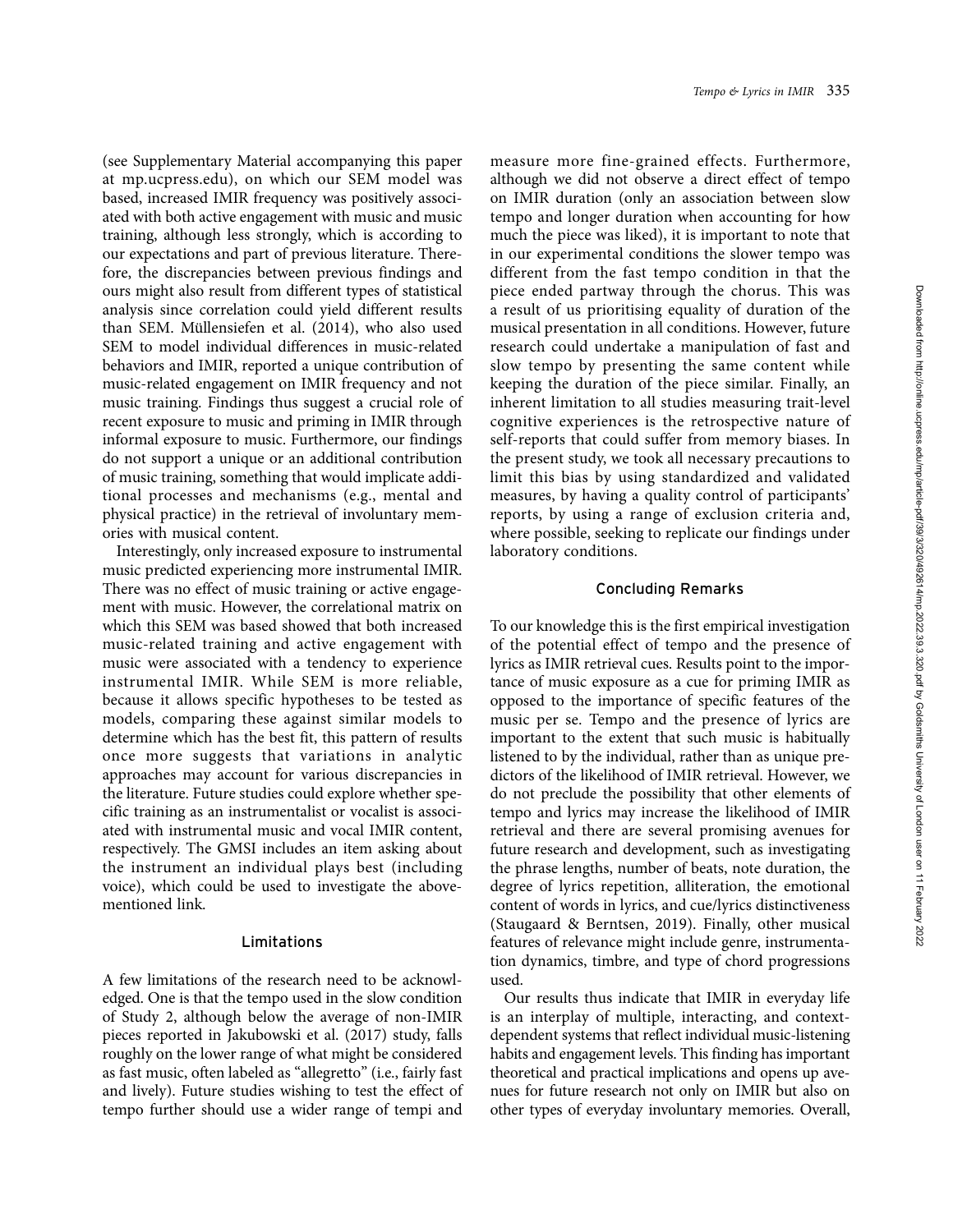(see Supplementary Material accompanying this paper at mp.ucpress.edu), on which our SEM model was based, increased IMIR frequency was positively associated with both active engagement with music and music training, although less strongly, which is according to our expectations and part of previous literature. Therefore, the discrepancies between previous findings and ours might also result from different types of statistical analysis since correlation could yield different results than SEM. Müllensiefen et al. (2014), who also used SEM to model individual differences in music-related behaviors and IMIR, reported a unique contribution of music-related engagement on IMIR frequency and not music training. Findings thus suggest a crucial role of recent exposure to music and priming in IMIR through informal exposure to music. Furthermore, our findings do not support a unique or an additional contribution of music training, something that would implicate additional processes and mechanisms (e.g., mental and physical practice) in the retrieval of involuntary memories with musical content.

Interestingly, only increased exposure to instrumental music predicted experiencing more instrumental IMIR. There was no effect of music training or active engagement with music. However, the correlational matrix on which this SEM was based showed that both increased music-related training and active engagement with music were associated with a tendency to experience instrumental IMIR. While SEM is more reliable, because it allows specific hypotheses to be tested as models, comparing these against similar models to determine which has the best fit, this pattern of results once more suggests that variations in analytic approaches may account for various discrepancies in the literature. Future studies could explore whether specific training as an instrumentalist or vocalist is associated with instrumental music and vocal IMIR content, respectively. The GMSI includes an item asking about the instrument an individual plays best (including voice), which could be used to investigate the above-mentioned link.

## Limitations

A few limitations of the research need to be acknowledged. One is that the tempo used in the slow condition of Study 2, although below the average of non-IMIR pieces reported in Jakubowski et al. (2017) study, falls roughly on the lower range of what might be considered as fast music, often labeled as "allegretto" (i.e., fairly fast and lively). Future studies wishing to test the effect of tempo further should use a wider range of tempi and measure more fine-grained effects. Furthermore, although we did not observe a direct effect of tempo on IMIR duration (only an association between slow tempo and longer duration when accounting for how much the piece was liked), it is important to note that in our experimental conditions the slower tempo was different from the fast tempo condition in that the piece ended partway through the chorus. This was a result of us prioritising equality of duration of the musical presentation in all conditions. However, future research could undertake a manipulation of fast and slow tempo by presenting the same content while keeping the duration of the piece similar. Finally, an inherent limitation to all studies measuring trait-level cognitive experiences is the retrospective nature of self-reports that could suffer from memory biases. In the present study, we took all necessary precautions to limit this bias by using standardized and validated measures, by having a quality control of participants' reports, by using a range of exclusion criteria and, where possible, seeking to replicate our findings under laboratory conditions.

## Concluding Remarks

To our knowledge this is the first empirical investigation of the potential effect of tempo and the presence of lyrics as IMIR retrieval cues. Results point to the importance of music exposure as a cue for priming IMIR as opposed to the importance of specific features of the music per se. Tempo and the presence of lyrics are important to the extent that such music is habitually listened to by the individual, rather than as unique predictors of the likelihood of IMIR retrieval. However, we do not preclude the possibility that other elements of tempo and lyrics may increase the likelihood of IMIR retrieval and there are several promising avenues for future research and development, such as investigating the phrase lengths, number of beats, note duration, the degree of lyrics repetition, alliteration, the emotional content of words in lyrics, and cue/lyrics distinctiveness (Staugaard & Berntsen, 2019). Finally, other musical features of relevance might include genre, instrumentation dynamics, timbre, and type of chord progressions used.

Our results thus indicate that IMIR in everyday life is an interplay of multiple, interacting, and context-dependent systems that reflect individual music-listening habits and engagement levels. This finding has important theoretical and practical implications and opens up avenues for future research not only on IMIR but also on other types of everyday involuntary memories. Overall,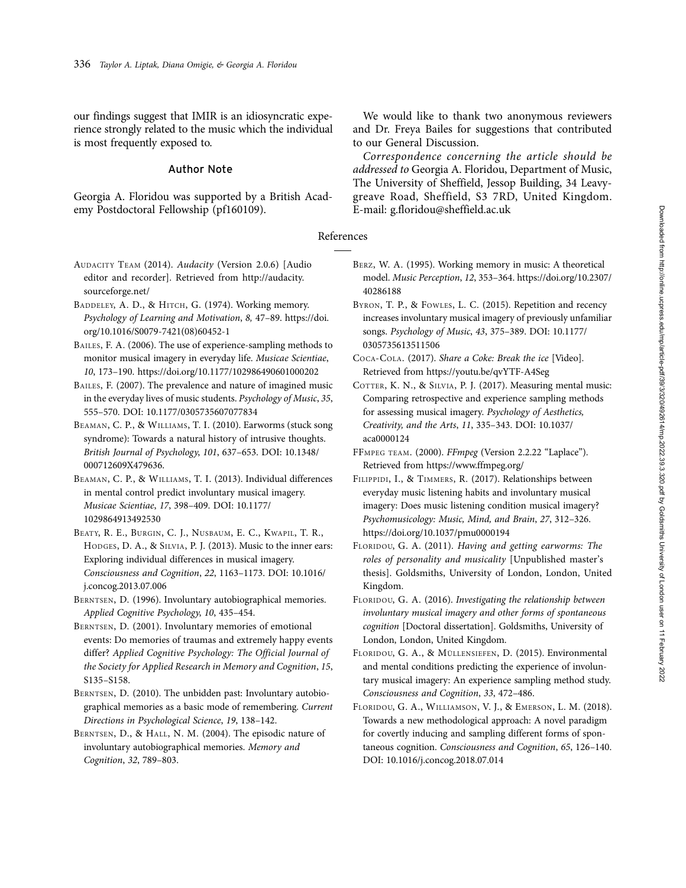our findings suggest that IMIR is an idiosyncratic experience strongly related to the music which the individual is most frequently exposed to.

## Author Note

Georgia A. Floridou was supported by a British Academy Postdoctoral Fellowship (pf160109).

We would like to thank two anonymous reviewers and Dr. Freya Bailes for suggestions that contributed to our General Discussion.

*Correspondence concerning the article should be addressed to* Georgia A. Floridou, Department of Music, The University of Sheffield, Jessop Building, 34 Leavygreave Road, Sheffield, S3 7RD, United Kingdom. E-mail: g.floridou@sheffield.ac.uk

## References

Audacity Team (2014). *Audacity* (Version 2.0.6) [Audio editor and recorder]. Retrieved from http://audacity.sourceforge.net/

Baddeley, A. D., & Hitch, G. (1974). Working memory. *Psychology of Learning and Motivation*, *8*, 47–89. https://doi.org/10.1016/S0079-7421(08)60452-1

Bailes, F. A. (2006). The use of experience-sampling methods to monitor musical imagery in everyday life. *Musicae Scientiae*, *10*, 173–190. https://doi.org/10.1177/102986490601000202

Bailes, F. (2007). The prevalence and nature of imagined music in the everyday lives of music students. *Psychology of Music*, *35*, 555–570. DOI: 10.1177/0305735607077834

Beaman, C. P., & Williams, T. I. (2010). Earworms (stuck song syndrome): Towards a natural history of intrusive thoughts. *British Journal of Psychology*, *101*, 637–653. DOI: 10.1348/000712609X479636.

Beaman, C. P., & Williams, T. I. (2013). Individual differences in mental control predict involuntary musical imagery. *Musicae Scientiae*, *17*, 398–409. DOI: 10.1177/1029864913492530

Beaty, R. E., Burgin, C. J., Nusbaum, E. C., Kwapil, T. R., Hodges, D. A., & Silvia, P. J. (2013). Music to the inner ears: Exploring individual differences in musical imagery. *Consciousness and Cognition*, *22*, 1163–1173. DOI: 10.1016/j.concog.2013.07.006

Berntsen, D. (1996). Involuntary autobiographical memories. *Applied Cognitive Psychology*, *10*, 435–454.

Berntsen, D. (2001). Involuntary memories of emotional events: Do memories of traumas and extremely happy events differ? *Applied Cognitive Psychology: The Official Journal of the Society for Applied Research in Memory and Cognition*, *15*, S135–S158.

Berntsen, D. (2010). The unbidden past: Involuntary autobiographical memories as a basic mode of remembering. *Current Directions in Psychological Science*, *19*, 138–142.

Berntsen, D., & Hall, N. M. (2004). The episodic nature of involuntary autobiographical memories. *Memory and Cognition*, *32*, 789–803.

Berz, W. A. (1995). Working memory in music: A theoretical model. *Music Perception*, *12*, 353–364. https://doi.org/10.2307/40286188

Byron, T. P., & Fowles, L. C. (2015). Repetition and recency increases involuntary musical imagery of previously unfamiliar songs. *Psychology of Music*, *43*, 375–389. DOI: 10.1177/0305735613511506

Coca-Cola. (2017). *Share a Coke: Break the ice* [Video]. Retrieved from https://youtu.be/qvYTF-A4Seg

Cotter, K. N., & Silvia, P. J. (2017). Measuring mental music: Comparing retrospective and experience sampling methods for assessing musical imagery. *Psychology of Aesthetics, Creativity, and the Arts*, *11*, 335–343. DOI: 10.1037/aca0000124

FFmpeg team. (2000). *FFmpeg* (Version 2.2.22 "Laplace"). Retrieved from https://www.ffmpeg.org/

Filippidi, I., & Timmers, R. (2017). Relationships between everyday music listening habits and involuntary musical imagery: Does music listening condition musical imagery? *Psychomusicology: Music, Mind, and Brain*, *27*, 312–326. https://doi.org/10.1037/pmu0000194

Floridou, G. A. (2011). *Having and getting earworms: The roles of personality and musicality* [Unpublished master's thesis]. Goldsmiths, University of London, London, United Kingdom.

Floridou, G. A. (2016). *Investigating the relationship between involuntary musical imagery and other forms of spontaneous cognition* [Doctoral dissertation]. Goldsmiths, University of London, London, United Kingdom.

Floridou, G. A., & Müllensiefen, D. (2015). Environmental and mental conditions predicting the experience of involuntary musical imagery: An experience sampling method study. *Consciousness and Cognition*, *33*, 472–486.

Floridou, G. A., Williamson, V. J., & Emerson, L. M. (2018). Towards a new methodological approach: A novel paradigm for covertly inducing and sampling different forms of spontaneous cognition. *Consciousness and Cognition*, *65*, 126–140. DOI: 10.1016/j.concog.2018.07.014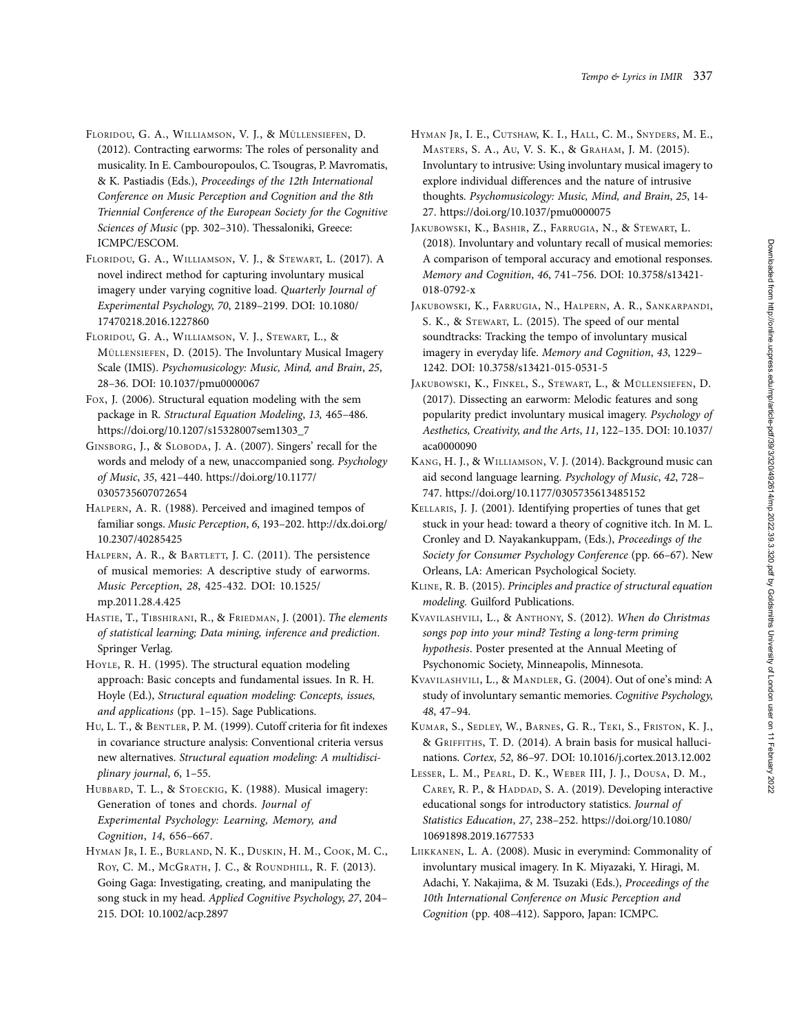Floridou, G. A., Williamson, V. J., & Müllensiefen, D. (2012). Contracting earworms: The roles of personality and musicality. In E. Cambouropoulos, C. Tsougras, P. Mavromatis, & K. Pastiadis (Eds.), *Proceedings of the 12th International Conference on Music Perception and Cognition and the 8th Triennial Conference of the European Society for the Cognitive Sciences of Music* (pp. 302–310). Thessaloniki, Greece: ICMPC/ESCOM.

Floridou, G. A., Williamson, V. J., & Stewart, L. (2017). A novel indirect method for capturing involuntary musical imagery under varying cognitive load. *Quarterly Journal of Experimental Psychology*, *70*, 2189–2199. DOI: 10.1080/17470218.2016.1227860

Floridou, G. A., Williamson, V. J., Stewart, L., & Müllensiefen, D. (2015). The Involuntary Musical Imagery Scale (IMIS). *Psychomusicology: Music, Mind, and Brain*, *25*, 28–36. DOI: 10.1037/pmu0000067

Fox, J. (2006). Structural equation modeling with the sem package in R. *Structural Equation Modeling*, *13,* 465–486. https://doi.org/10.1207/s15328007sem1303_7

Ginsborg, J., & Sloboda, J. A. (2007). Singers' recall for the words and melody of a new, unaccompanied song. *Psychology of Music*, *35*, 421–440. https://doi.org/10.1177/0305735607072654

Halpern, A. R. (1988). Perceived and imagined tempos of familiar songs. *Music Perception*, *6*, 193–202. http://dx.doi.org/10.2307/40285425

Halpern, A. R., & Bartlett, J. C. (2011). The persistence of musical memories: A descriptive study of earworms. *Music Perception*, *28*, 425-432. DOI: 10.1525/mp.2011.28.4.425

Hastie, T., Tibshirani, R., & Friedman, J. (2001). *The elements of statistical learning; Data mining, inference and prediction*. Springer Verlag.

Hoyle, R. H. (1995). The structural equation modeling approach: Basic concepts and fundamental issues. In R. H. Hoyle (Ed.), *Structural equation modeling: Concepts, issues, and applications* (pp. 1–15). Sage Publications.

Hu, L. T., & Bentler, P. M. (1999). Cutoff criteria for fit indexes in covariance structure analysis: Conventional criteria versus new alternatives. *Structural equation modeling: A multidisciplinary journal*, *6*, 1–55.

Hubbard, T. L., & Stoeckig, K. (1988). Musical imagery: Generation of tones and chords. *Journal of Experimental Psychology: Learning, Memory, and Cognition*, *14,* 656–667.

Hyman Jr, I. E., Burland, N. K., Duskin, H. M., Cook, M. C., Roy, C. M., McGrath, J. C., & Roundhill, R. F. (2013). Going Gaga: Investigating, creating, and manipulating the song stuck in my head. *Applied Cognitive Psychology*, *27*, 204–215. DOI: 10.1002/acp.2897

Hyman Jr, I. E., Cutshaw, K. I., Hall, C. M., Snyders, M. E., Masters, S. A., Au, V. S. K., & Graham, J. M. (2015). Involuntary to intrusive: Using involuntary musical imagery to explore individual differences and the nature of intrusive thoughts. *Psychomusicology: Music, Mind, and Brain*, *25*, 14-27. https://doi.org/10.1037/pmu0000075

Jakubowski, K., Bashir, Z., Farrugia, N., & Stewart, L. (2018). Involuntary and voluntary recall of musical memories: A comparison of temporal accuracy and emotional responses. *Memory and Cognition*, *46*, 741–756. DOI: 10.3758/s13421-018-0792-x

Jakubowski, K., Farrugia, N., Halpern, A. R., Sankarpandi, S. K., & Stewart, L. (2015). The speed of our mental soundtracks: Tracking the tempo of involuntary musical imagery in everyday life. *Memory and Cognition*, *43*, 1229–1242. DOI: 10.3758/s13421-015-0531-5

Jakubowski, K., Finkel, S., Stewart, L., & Müllensiefen, D. (2017). Dissecting an earworm: Melodic features and song popularity predict involuntary musical imagery. *Psychology of Aesthetics, Creativity, and the Arts*, *11*, 122–135. DOI: 10.1037/aca0000090

Kang, H. J., & Williamson, V. J. (2014). Background music can aid second language learning. *Psychology of Music*, *42*, 728–747. https://doi.org/10.1177/0305735613485152

Kellaris, J. J. (2001). Identifying properties of tunes that get stuck in your head: toward a theory of cognitive itch. In M. L. Cronley and D. Nayakankuppam, (Eds.), *Proceedings of the Society for Consumer Psychology Conference* (pp. 66–67). New Orleans, LA: American Psychological Society.

Kline, R. B. (2015). *Principles and practice of structural equation modeling.* Guilford Publications.

Kvavilashvili, L., & Anthony, S. (2012). *When do Christmas songs pop into your mind? Testing a long-term priming hypothesis*. Poster presented at the Annual Meeting of Psychonomic Society, Minneapolis, Minnesota.

Kvavilashvili, L., & Mandler, G. (2004). Out of one's mind: A study of involuntary semantic memories. *Cognitive Psychology*, *48*, 47–94.

Kumar, S., Sedley, W., Barnes, G. R., Teki, S., Friston, K. J., & Griffiths, T. D. (2014). A brain basis for musical hallucinations. *Cortex*, *52*, 86–97. DOI: 10.1016/j.cortex.2013.12.002

Lesser, L. M., Pearl, D. K., Weber III, J. J., Dousa, D. M., Carey, R. P., & Haddad, S. A. (2019). Developing interactive educational songs for introductory statistics. *Journal of Statistics Education*, *27*, 238–252. https://doi.org/10.1080/10691898.2019.1677533

Liikkanen, L. A. (2008). Music in everymind: Commonality of involuntary musical imagery. In K. Miyazaki, Y. Hiragi, M. Adachi, Y. Nakajima, & M. Tsuzaki (Eds.), *Proceedings of the 10th International Conference on Music Perception and Cognition* (pp. 408–412). Sapporo, Japan: ICMPC.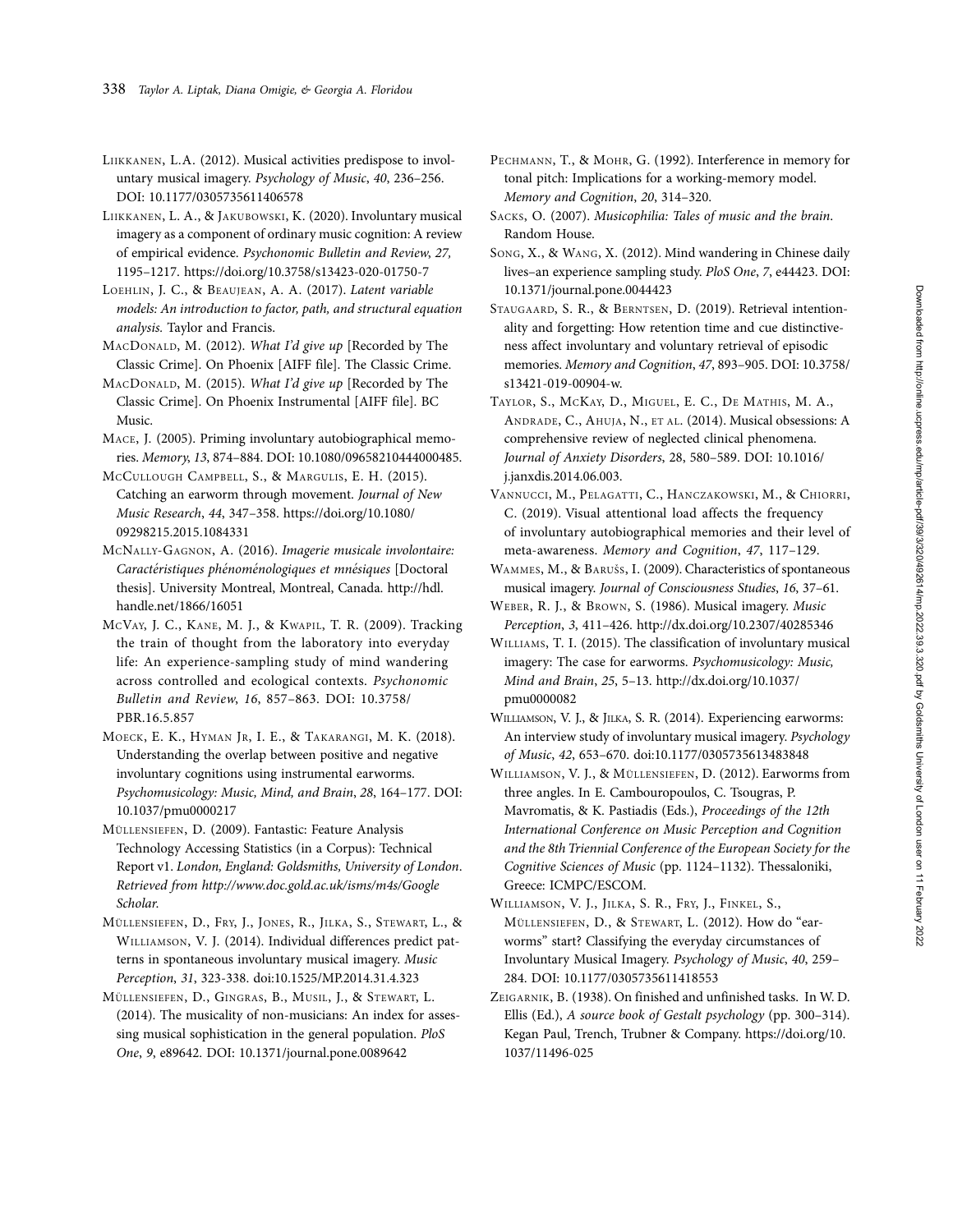Liikkanen, L.A. (2012). Musical activities predispose to involuntary musical imagery. *Psychology of Music*, *40*, 236–256. DOI: 10.1177/0305735611406578

Liikkanen, L. A., & Jakubowski, K. (2020). Involuntary musical imagery as a component of ordinary music cognition: A review of empirical evidence. *Psychonomic Bulletin and Review*, *27*, 1195–1217. https://doi.org/10.3758/s13423-020-01750-7

Loehlin, J. C., & Beaujean, A. A. (2017). *Latent variable models: An introduction to factor, path, and structural equation analysis.* Taylor and Francis.

MacDonald, M. (2012). *What I'd give up* [Recorded by The Classic Crime]. On Phoenix [AIFF file]. The Classic Crime.

MacDonald, M. (2015). *What I'd give up* [Recorded by The Classic Crime]. On Phoenix Instrumental [AIFF file]. BC Music.

Mace, J. (2005). Priming involuntary autobiographical memories. *Memory*, *13*, 874–884. DOI: 10.1080/09658210444000485.

McCullough Campbell, S., & Margulis, E. H. (2015). Catching an earworm through movement. *Journal of New Music Research*, *44*, 347–358. https://doi.org/10.1080/09298215.2015.1084331

McNally-Gagnon, A. (2016). *Imagerie musicale involontaire: Caractéristiques phénoménologiques et mnésiques* [Doctoral thesis]. University Montreal, Montreal, Canada. http://hdl.handle.net/1866/16051

McVay, J. C., Kane, M. J., & Kwapil, T. R. (2009). Tracking the train of thought from the laboratory into everyday life: An experience-sampling study of mind wandering across controlled and ecological contexts. *Psychonomic Bulletin and Review*, *16*, 857–863. DOI: 10.3758/PBR.16.5.857

Moeck, E. K., Hyman Jr, I. E., & Takarangi, M. K. (2018). Understanding the overlap between positive and negative involuntary cognitions using instrumental earworms. *Psychomusicology: Music, Mind, and Brain*, *28*, 164–177. DOI: 10.1037/pmu0000217

Müllensiefen, D. (2009). Fantastic: Feature Analysis Technology Accessing Statistics (in a Corpus): Technical Report v1. *London, England: Goldsmiths, University of London. Retrieved from http://www.doc.gold.ac.uk/isms/m4s/Google Scholar.*

Müllensiefen, D., Fry, J., Jones, R., Jilka, S., Stewart, L., & Williamson, V. J. (2014). Individual differences predict patterns in spontaneous involuntary musical imagery. *Music Perception*, *31*, 323-338. doi:10.1525/MP.2014.31.4.323

Müllensiefen, D., Gingras, B., Musil, J., & Stewart, L. (2014). The musicality of non-musicians: An index for assessing musical sophistication in the general population. *PloS One*, *9*, e89642. DOI: 10.1371/journal.pone.0089642

Pechmann, T., & Mohr, G. (1992). Interference in memory for tonal pitch: Implications for a working-memory model. *Memory and Cognition*, *20*, 314–320.

Sacks, O. (2007). *Musicophilia: Tales of music and the brain*. Random House.

Song, X., & Wang, X. (2012). Mind wandering in Chinese daily lives–an experience sampling study. *PloS One*, *7*, e44423. DOI: 10.1371/journal.pone.0044423

Staugaard, S. R., & Berntsen, D. (2019). Retrieval intentionality and forgetting: How retention time and cue distinctiveness affect involuntary and voluntary retrieval of episodic memories. *Memory and Cognition*, *47*, 893–905. DOI: 10.3758/s13421-019-00904-w.

Taylor, S., McKay, D., Miguel, E. C., De Mathis, M. A., Andrade, C., Ahuja, N., et al. (2014). Musical obsessions: A comprehensive review of neglected clinical phenomena. *Journal of Anxiety Disorders*, 28, 580–589. DOI: 10.1016/j.janxdis.2014.06.003.

Vannucci, M., Pelagatti, C., Hanczakowski, M., & Chiorri, C. (2019). Visual attentional load affects the frequency of involuntary autobiographical memories and their level of meta-awareness. *Memory and Cognition*, *47*, 117–129.

Wammes, M., & Barušs, I. (2009). Characteristics of spontaneous musical imagery. *Journal of Consciousness Studies*, *16*, 37–61.

Weber, R. J., & Brown, S. (1986). Musical imagery. *Music Perception*, *3*, 411–426. http://dx.doi.org/10.2307/40285346

Williams, T. I. (2015). The classification of involuntary musical imagery: The case for earworms. *Psychomusicology: Music, Mind and Brain*, *25*, 5–13. http://dx.doi.org/10.1037/pmu0000082

Williamson, V. J., & Jilka, S. R. (2014). Experiencing earworms: An interview study of involuntary musical imagery. *Psychology of Music*, *42*, 653–670. doi:10.1177/0305735613483848

Williamson, V. J., & Müllensiefen, D. (2012). Earworms from three angles. In E. Cambouropoulos, C. Tsougras, P. Mavromatis, & K. Pastiadis (Eds.), *Proceedings of the 12th International Conference on Music Perception and Cognition and the 8th Triennial Conference of the European Society for the Cognitive Sciences of Music* (pp. 1124–1132). Thessaloniki, Greece: ICMPC/ESCOM.

Williamson, V. J., Jilka, S. R., Fry, J., Finkel, S., Müllensiefen, D., & Stewart, L. (2012). How do "earworms" start? Classifying the everyday circumstances of Involuntary Musical Imagery. *Psychology of Music*, *40*, 259–284. DOI: 10.1177/0305735611418553

Zeigarnik, B. (1938). On finished and unfinished tasks. In W. D. Ellis (Ed.), *A source book of Gestalt psychology* (pp. 300–314). Kegan Paul, Trench, Trubner & Company. https://doi.org/10.1037/11496-025